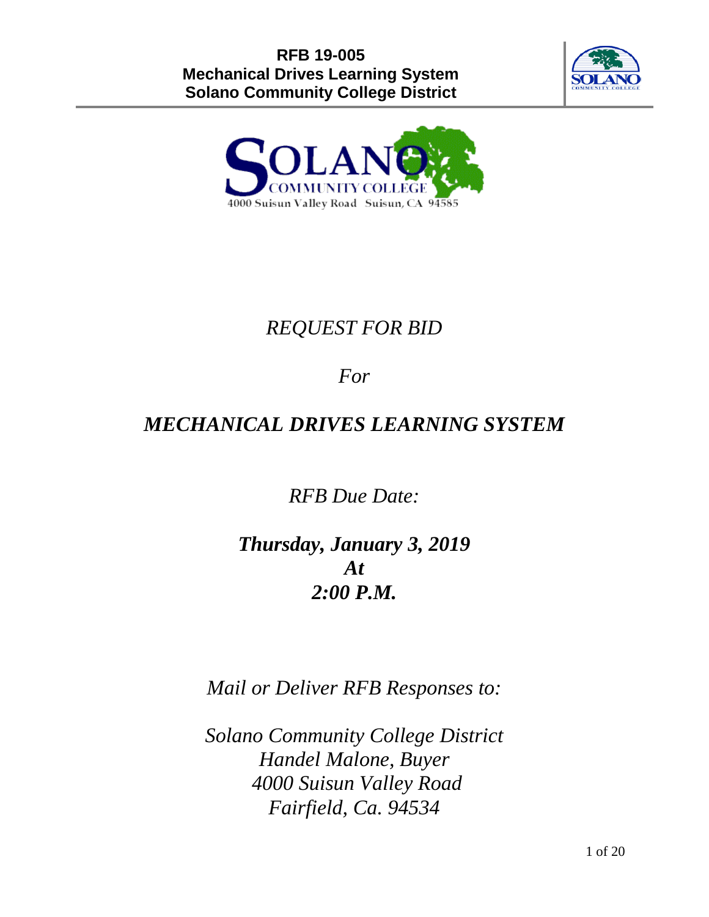**RFB 19-005**
**Mechanical Drives Learning System**
**Solano Community College District**

SOLANO COMMUNITY COLLEGE
4000 Suisun Valley Road Suisun, CA 94585

# *REQUEST FOR BID*

*For*

# *MECHANICAL DRIVES LEARNING SYSTEM*

*RFB Due Date:*

***Thursday, January 3, 2019***
***At***
***2:00 P.M.***

*Mail or Deliver RFB Responses to:*

*Solano Community College District*
*Handel Malone, Buyer*
*4000 Suisun Valley Road*
*Fairfield, Ca. 94534*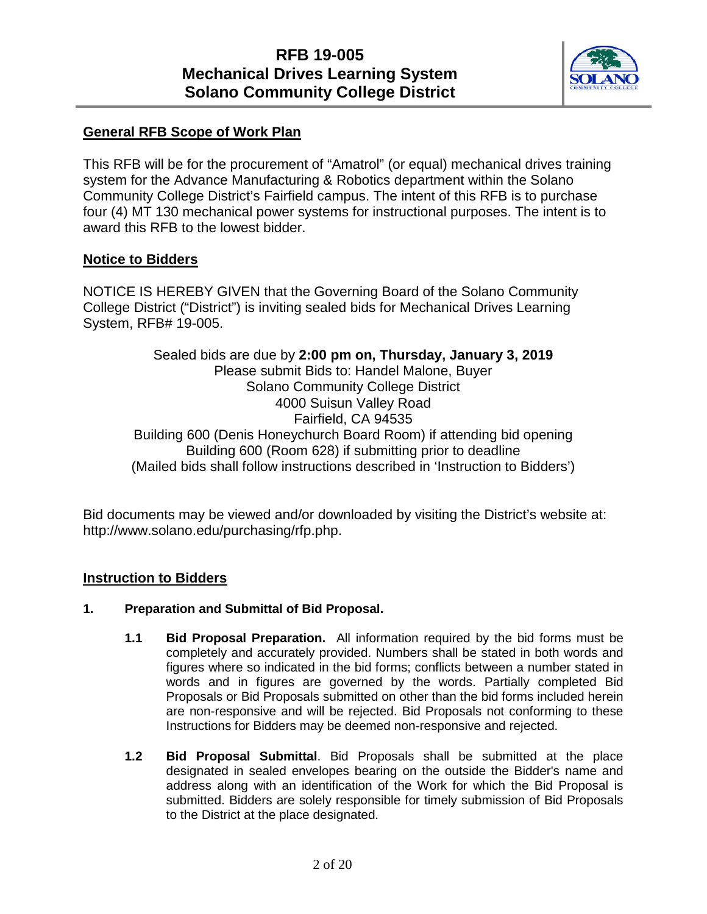## General RFB Scope of Work Plan

This RFB will be for the procurement of "Amatrol" (or equal) mechanical drives training system for the Advance Manufacturing & Robotics department within the Solano Community College District's Fairfield campus. The intent of this RFB is to purchase four (4) MT 130 mechanical power systems for instructional purposes. The intent is to award this RFB to the lowest bidder.

## Notice to Bidders

NOTICE IS HEREBY GIVEN that the Governing Board of the Solano Community College District ("District") is inviting sealed bids for Mechanical Drives Learning System, RFB# 19-005.

Sealed bids are due by **2:00 pm on, Thursday, January 3, 2019**
Please submit Bids to: Handel Malone, Buyer
Solano Community College District
4000 Suisun Valley Road
Fairfield, CA 94535
Building 600 (Denis Honeychurch Board Room) if attending bid opening
Building 600 (Room 628) if submitting prior to deadline
(Mailed bids shall follow instructions described in 'Instruction to Bidders')

Bid documents may be viewed and/or downloaded by visiting the District's website at: http://www.solano.edu/purchasing/rfp.php.

## Instruction to Bidders

**1. Preparation and Submittal of Bid Proposal.**

**1.1 Bid Proposal Preparation.** All information required by the bid forms must be completely and accurately provided. Numbers shall be stated in both words and figures where so indicated in the bid forms; conflicts between a number stated in words and in figures are governed by the words. Partially completed Bid Proposals or Bid Proposals submitted on other than the bid forms included herein are non-responsive and will be rejected. Bid Proposals not conforming to these Instructions for Bidders may be deemed non-responsive and rejected.

**1.2 Bid Proposal Submittal**. Bid Proposals shall be submitted at the place designated in sealed envelopes bearing on the outside the Bidder's name and address along with an identification of the Work for which the Bid Proposal is submitted. Bidders are solely responsible for timely submission of Bid Proposals to the District at the place designated.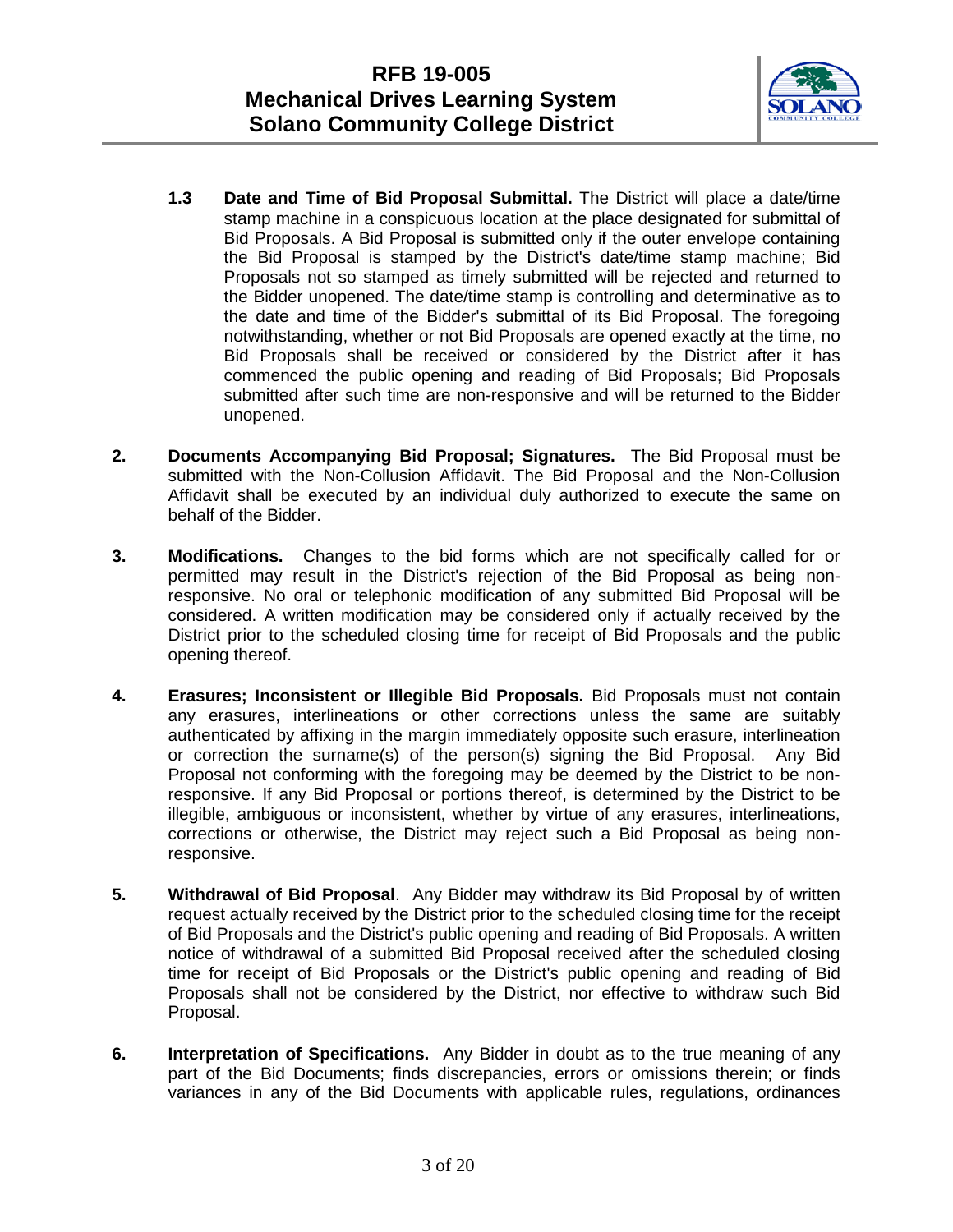**1.3 Date and Time of Bid Proposal Submittal.** The District will place a date/time stamp machine in a conspicuous location at the place designated for submittal of Bid Proposals. A Bid Proposal is submitted only if the outer envelope containing the Bid Proposal is stamped by the District's date/time stamp machine; Bid Proposals not so stamped as timely submitted will be rejected and returned to the Bidder unopened. The date/time stamp is controlling and determinative as to the date and time of the Bidder's submittal of its Bid Proposal. The foregoing notwithstanding, whether or not Bid Proposals are opened exactly at the time, no Bid Proposals shall be received or considered by the District after it has commenced the public opening and reading of Bid Proposals; Bid Proposals submitted after such time are non-responsive and will be returned to the Bidder unopened.

**2. Documents Accompanying Bid Proposal; Signatures.** The Bid Proposal must be submitted with the Non-Collusion Affidavit. The Bid Proposal and the Non-Collusion Affidavit shall be executed by an individual duly authorized to execute the same on behalf of the Bidder.

**3. Modifications.** Changes to the bid forms which are not specifically called for or permitted may result in the District's rejection of the Bid Proposal as being non-responsive. No oral or telephonic modification of any submitted Bid Proposal will be considered. A written modification may be considered only if actually received by the District prior to the scheduled closing time for receipt of Bid Proposals and the public opening thereof.

**4. Erasures; Inconsistent or Illegible Bid Proposals.** Bid Proposals must not contain any erasures, interlineations or other corrections unless the same are suitably authenticated by affixing in the margin immediately opposite such erasure, interlineation or correction the surname(s) of the person(s) signing the Bid Proposal. Any Bid Proposal not conforming with the foregoing may be deemed by the District to be non-responsive. If any Bid Proposal or portions thereof, is determined by the District to be illegible, ambiguous or inconsistent, whether by virtue of any erasures, interlineations, corrections or otherwise, the District may reject such a Bid Proposal as being non-responsive.

**5. Withdrawal of Bid Proposal**. Any Bidder may withdraw its Bid Proposal by of written request actually received by the District prior to the scheduled closing time for the receipt of Bid Proposals and the District's public opening and reading of Bid Proposals. A written notice of withdrawal of a submitted Bid Proposal received after the scheduled closing time for receipt of Bid Proposals or the District's public opening and reading of Bid Proposals shall not be considered by the District, nor effective to withdraw such Bid Proposal.

**6. Interpretation of Specifications.** Any Bidder in doubt as to the true meaning of any part of the Bid Documents; finds discrepancies, errors or omissions therein; or finds variances in any of the Bid Documents with applicable rules, regulations, ordinances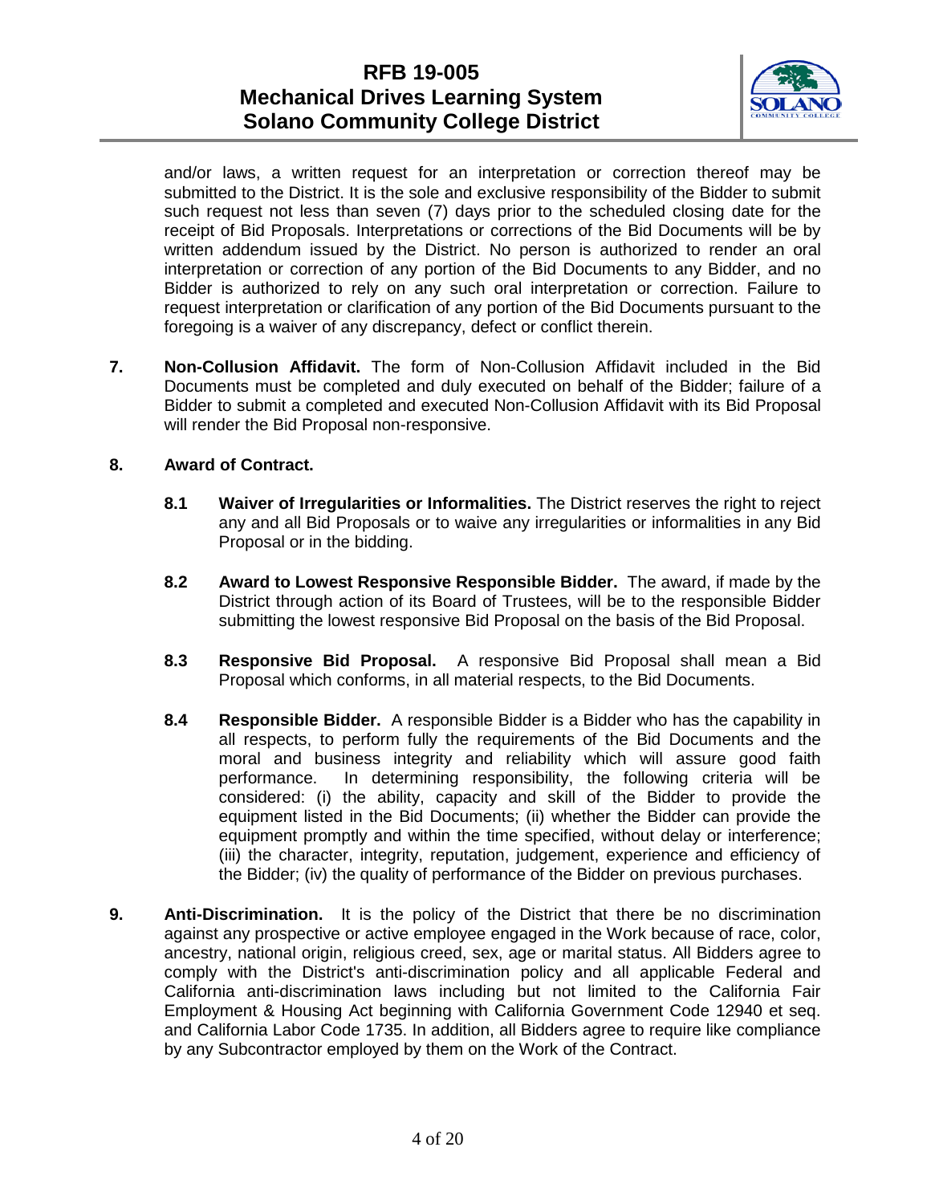and/or laws, a written request for an interpretation or correction thereof may be submitted to the District. It is the sole and exclusive responsibility of the Bidder to submit such request not less than seven (7) days prior to the scheduled closing date for the receipt of Bid Proposals. Interpretations or corrections of the Bid Documents will be by written addendum issued by the District. No person is authorized to render an oral interpretation or correction of any portion of the Bid Documents to any Bidder, and no Bidder is authorized to rely on any such oral interpretation or correction. Failure to request interpretation or clarification of any portion of the Bid Documents pursuant to the foregoing is a waiver of any discrepancy, defect or conflict therein.

**7. Non-Collusion Affidavit.** The form of Non-Collusion Affidavit included in the Bid Documents must be completed and duly executed on behalf of the Bidder; failure of a Bidder to submit a completed and executed Non-Collusion Affidavit with its Bid Proposal will render the Bid Proposal non-responsive.

**8. Award of Contract.**

**8.1 Waiver of Irregularities or Informalities.** The District reserves the right to reject any and all Bid Proposals or to waive any irregularities or informalities in any Bid Proposal or in the bidding.

**8.2 Award to Lowest Responsive Responsible Bidder.** The award, if made by the District through action of its Board of Trustees, will be to the responsible Bidder submitting the lowest responsive Bid Proposal on the basis of the Bid Proposal.

**8.3 Responsive Bid Proposal.** A responsive Bid Proposal shall mean a Bid Proposal which conforms, in all material respects, to the Bid Documents.

**8.4 Responsible Bidder.** A responsible Bidder is a Bidder who has the capability in all respects, to perform fully the requirements of the Bid Documents and the moral and business integrity and reliability which will assure good faith performance. In determining responsibility, the following criteria will be considered: (i) the ability, capacity and skill of the Bidder to provide the equipment listed in the Bid Documents; (ii) whether the Bidder can provide the equipment promptly and within the time specified, without delay or interference; (iii) the character, integrity, reputation, judgement, experience and efficiency of the Bidder; (iv) the quality of performance of the Bidder on previous purchases.

**9. Anti-Discrimination.** It is the policy of the District that there be no discrimination against any prospective or active employee engaged in the Work because of race, color, ancestry, national origin, religious creed, sex, age or marital status. All Bidders agree to comply with the District's anti-discrimination policy and all applicable Federal and California anti-discrimination laws including but not limited to the California Fair Employment & Housing Act beginning with California Government Code 12940 et seq. and California Labor Code 1735. In addition, all Bidders agree to require like compliance by any Subcontractor employed by them on the Work of the Contract.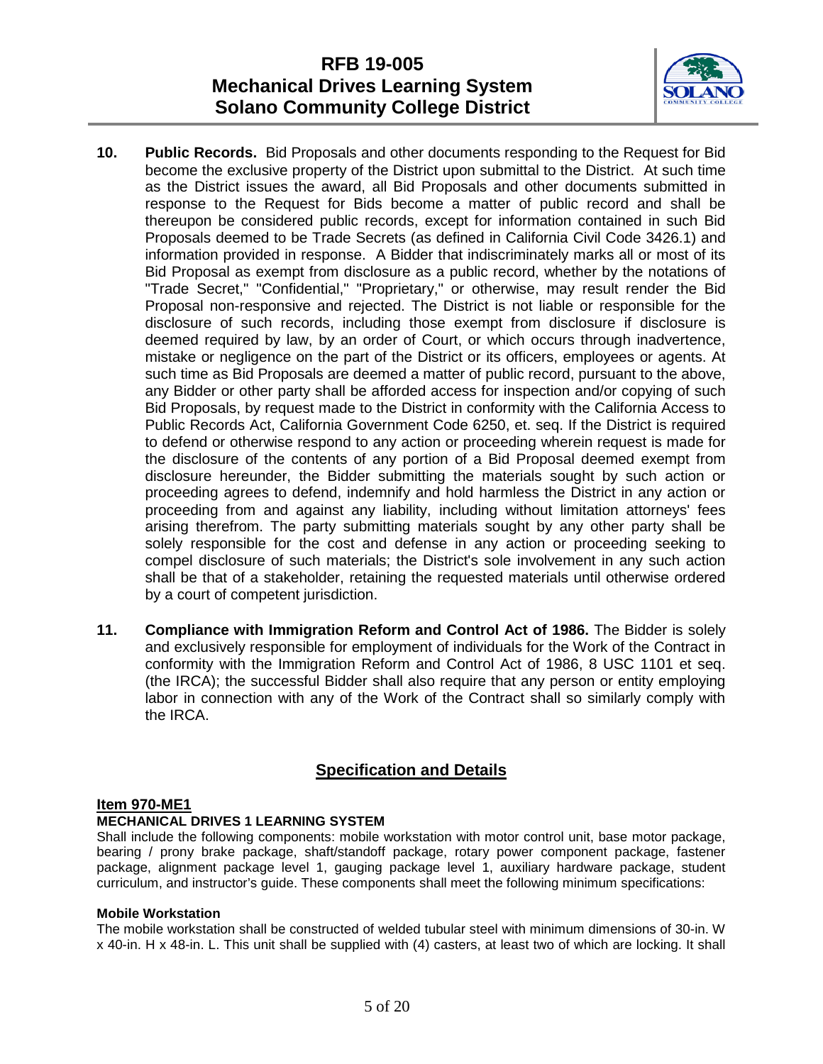**10. Public Records.** Bid Proposals and other documents responding to the Request for Bid become the exclusive property of the District upon submittal to the District. At such time as the District issues the award, all Bid Proposals and other documents submitted in response to the Request for Bids become a matter of public record and shall be thereupon be considered public records, except for information contained in such Bid Proposals deemed to be Trade Secrets (as defined in California Civil Code 3426.1) and information provided in response. A Bidder that indiscriminately marks all or most of its Bid Proposal as exempt from disclosure as a public record, whether by the notations of "Trade Secret," "Confidential," "Proprietary," or otherwise, may result render the Bid Proposal non-responsive and rejected. The District is not liable or responsible for the disclosure of such records, including those exempt from disclosure if disclosure is deemed required by law, by an order of Court, or which occurs through inadvertence, mistake or negligence on the part of the District or its officers, employees or agents. At such time as Bid Proposals are deemed a matter of public record, pursuant to the above, any Bidder or other party shall be afforded access for inspection and/or copying of such Bid Proposals, by request made to the District in conformity with the California Access to Public Records Act, California Government Code 6250, et. seq. If the District is required to defend or otherwise respond to any action or proceeding wherein request is made for the disclosure of the contents of any portion of a Bid Proposal deemed exempt from disclosure hereunder, the Bidder submitting the materials sought by such action or proceeding agrees to defend, indemnify and hold harmless the District in any action or proceeding from and against any liability, including without limitation attorneys' fees arising therefrom. The party submitting materials sought by any other party shall be solely responsible for the cost and defense in any action or proceeding seeking to compel disclosure of such materials; the District's sole involvement in any such action shall be that of a stakeholder, retaining the requested materials until otherwise ordered by a court of competent jurisdiction.

**11. Compliance with Immigration Reform and Control Act of 1986.** The Bidder is solely and exclusively responsible for employment of individuals for the Work of the Contract in conformity with the Immigration Reform and Control Act of 1986, 8 USC 1101 et seq. (the IRCA); the successful Bidder shall also require that any person or entity employing labor in connection with any of the Work of the Contract shall so similarly comply with the IRCA.

## Specification and Details

### Item 970-ME1

**MECHANICAL DRIVES 1 LEARNING SYSTEM**

Shall include the following components: mobile workstation with motor control unit, base motor package, bearing / prony brake package, shaft/standoff package, rotary power component package, fastener package, alignment package level 1, gauging package level 1, auxiliary hardware package, student curriculum, and instructor's guide. These components shall meet the following minimum specifications:

**Mobile Workstation**

The mobile workstation shall be constructed of welded tubular steel with minimum dimensions of 30-in. W x 40-in. H x 48-in. L. This unit shall be supplied with (4) casters, at least two of which are locking. It shall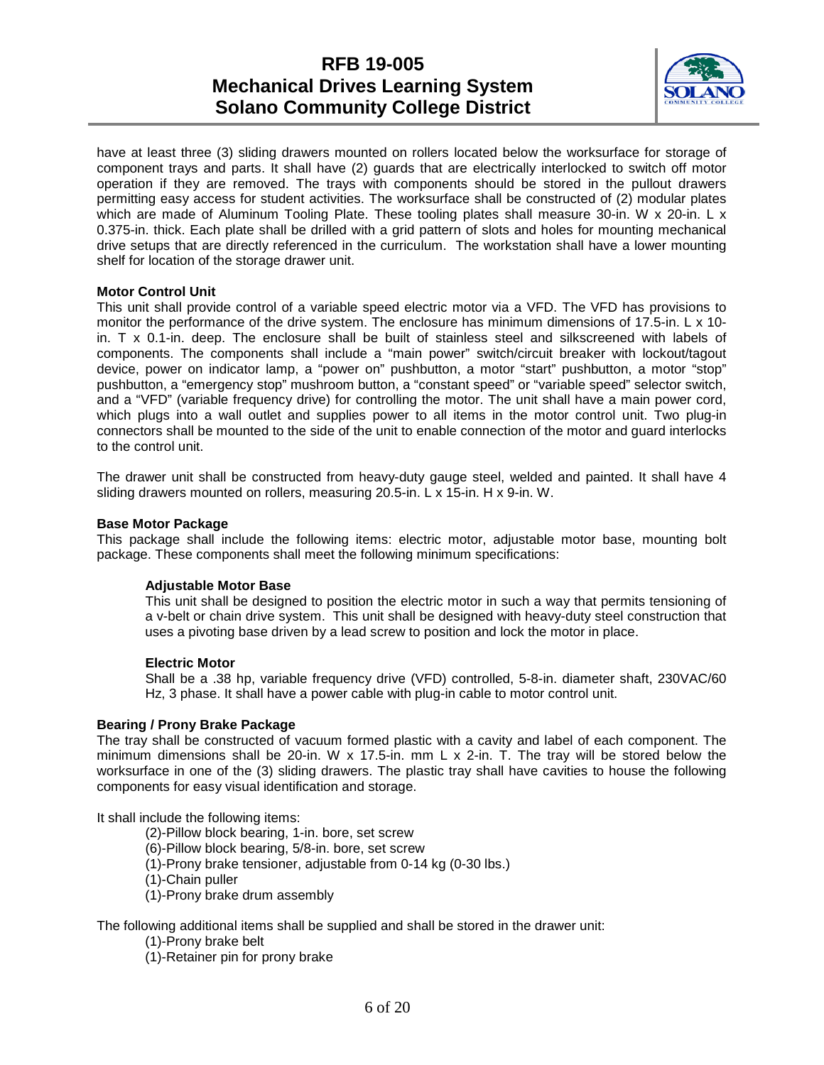have at least three (3) sliding drawers mounted on rollers located below the worksurface for storage of component trays and parts. It shall have (2) guards that are electrically interlocked to switch off motor operation if they are removed. The trays with components should be stored in the pullout drawers permitting easy access for student activities. The worksurface shall be constructed of (2) modular plates which are made of Aluminum Tooling Plate. These tooling plates shall measure 30-in. W x 20-in. L x 0.375-in. thick. Each plate shall be drilled with a grid pattern of slots and holes for mounting mechanical drive setups that are directly referenced in the curriculum. The workstation shall have a lower mounting shelf for location of the storage drawer unit.

**Motor Control Unit**

This unit shall provide control of a variable speed electric motor via a VFD. The VFD has provisions to monitor the performance of the drive system. The enclosure has minimum dimensions of 17.5-in. L x 10-in. T x 0.1-in. deep. The enclosure shall be built of stainless steel and silkscreened with labels of components. The components shall include a "main power" switch/circuit breaker with lockout/tagout device, power on indicator lamp, a "power on" pushbutton, a motor "start" pushbutton, a motor "stop" pushbutton, a "emergency stop" mushroom button, a "constant speed" or "variable speed" selector switch, and a "VFD" (variable frequency drive) for controlling the motor. The unit shall have a main power cord, which plugs into a wall outlet and supplies power to all items in the motor control unit. Two plug-in connectors shall be mounted to the side of the unit to enable connection of the motor and guard interlocks to the control unit.

The drawer unit shall be constructed from heavy-duty gauge steel, welded and painted. It shall have 4 sliding drawers mounted on rollers, measuring 20.5-in. L x 15-in. H x 9-in. W.

**Base Motor Package**

This package shall include the following items: electric motor, adjustable motor base, mounting bolt package. These components shall meet the following minimum specifications:

**Adjustable Motor Base**

This unit shall be designed to position the electric motor in such a way that permits tensioning of a v-belt or chain drive system. This unit shall be designed with heavy-duty steel construction that uses a pivoting base driven by a lead screw to position and lock the motor in place.

**Electric Motor**

Shall be a .38 hp, variable frequency drive (VFD) controlled, 5-8-in. diameter shaft, 230VAC/60 Hz, 3 phase. It shall have a power cable with plug-in cable to motor control unit.

**Bearing / Prony Brake Package**

The tray shall be constructed of vacuum formed plastic with a cavity and label of each component. The minimum dimensions shall be 20-in. W x 17.5-in. mm L x 2-in. T. The tray will be stored below the worksurface in one of the (3) sliding drawers. The plastic tray shall have cavities to house the following components for easy visual identification and storage.

It shall include the following items:

- (2)-Pillow block bearing, 1-in. bore, set screw
- (6)-Pillow block bearing, 5/8-in. bore, set screw
- (1)-Prony brake tensioner, adjustable from 0-14 kg (0-30 lbs.)
- (1)-Chain puller
- (1)-Prony brake drum assembly

The following additional items shall be supplied and shall be stored in the drawer unit:

- (1)-Prony brake belt
- (1)-Retainer pin for prony brake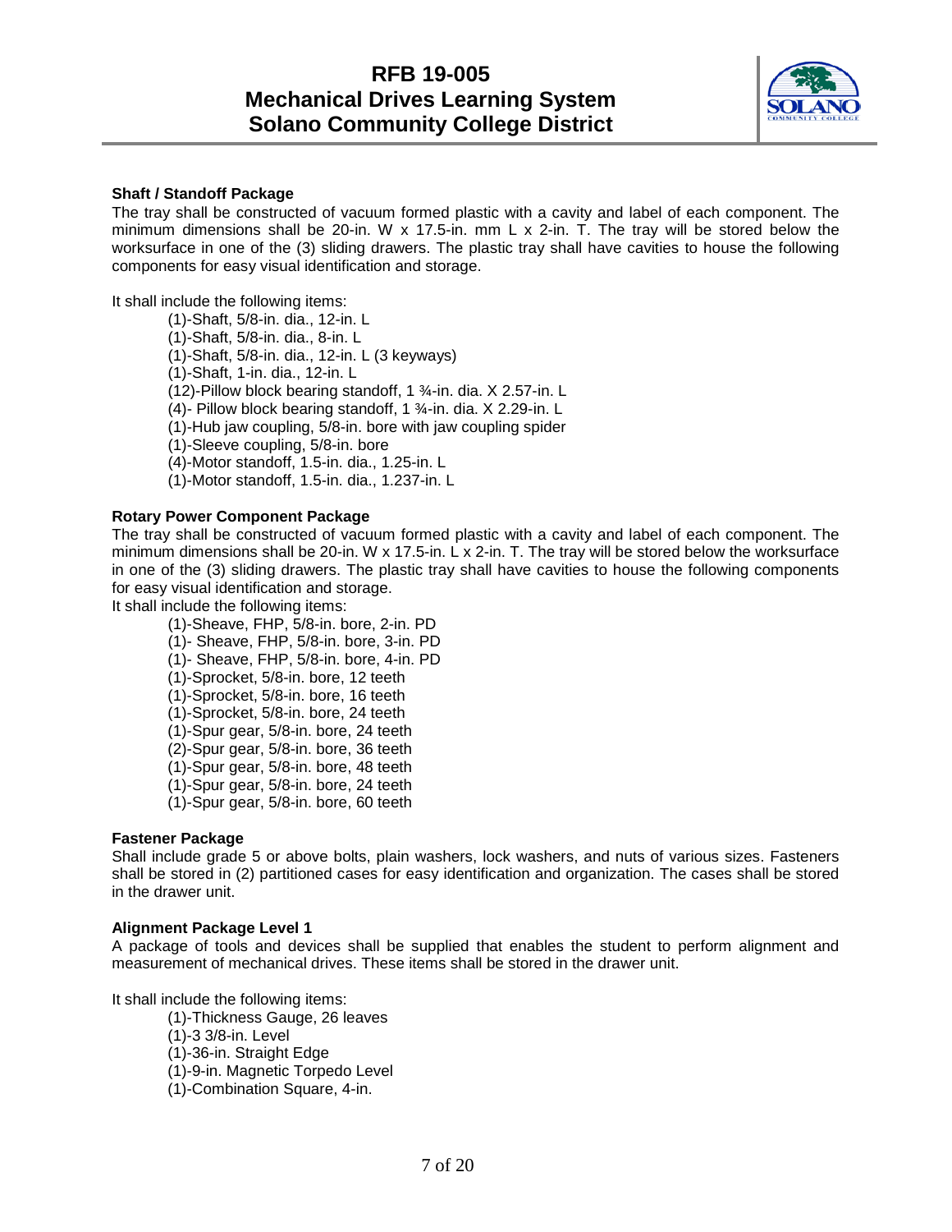### Shaft / Standoff Package

The tray shall be constructed of vacuum formed plastic with a cavity and label of each component. The minimum dimensions shall be 20-in. W x 17.5-in. mm L x 2-in. T. The tray will be stored below the worksurface in one of the (3) sliding drawers. The plastic tray shall have cavities to house the following components for easy visual identification and storage.

It shall include the following items:

- (1)-Shaft, 5/8-in. dia., 12-in. L
- (1)-Shaft, 5/8-in. dia., 8-in. L
- (1)-Shaft, 5/8-in. dia., 12-in. L (3 keyways)
- (1)-Shaft, 1-in. dia., 12-in. L
- (12)-Pillow block bearing standoff, 1 ¾-in. dia. X 2.57-in. L
- (4)- Pillow block bearing standoff, 1 ¾-in. dia. X 2.29-in. L
- (1)-Hub jaw coupling, 5/8-in. bore with jaw coupling spider
- (1)-Sleeve coupling, 5/8-in. bore
- (4)-Motor standoff, 1.5-in. dia., 1.25-in. L
- (1)-Motor standoff, 1.5-in. dia., 1.237-in. L

### Rotary Power Component Package

The tray shall be constructed of vacuum formed plastic with a cavity and label of each component. The minimum dimensions shall be 20-in. W x 17.5-in. L x 2-in. T. The tray will be stored below the worksurface in one of the (3) sliding drawers. The plastic tray shall have cavities to house the following components for easy visual identification and storage.

It shall include the following items:

- (1)-Sheave, FHP, 5/8-in. bore, 2-in. PD
- (1)- Sheave, FHP, 5/8-in. bore, 3-in. PD
- (1)- Sheave, FHP, 5/8-in. bore, 4-in. PD
- (1)-Sprocket, 5/8-in. bore, 12 teeth
- (1)-Sprocket, 5/8-in. bore, 16 teeth
- (1)-Sprocket, 5/8-in. bore, 24 teeth
- (1)-Spur gear, 5/8-in. bore, 24 teeth
- (2)-Spur gear, 5/8-in. bore, 36 teeth
- (1)-Spur gear, 5/8-in. bore, 48 teeth
- (1)-Spur gear, 5/8-in. bore, 24 teeth
- (1)-Spur gear, 5/8-in. bore, 60 teeth

### Fastener Package

Shall include grade 5 or above bolts, plain washers, lock washers, and nuts of various sizes. Fasteners shall be stored in (2) partitioned cases for easy identification and organization. The cases shall be stored in the drawer unit.

### Alignment Package Level 1

A package of tools and devices shall be supplied that enables the student to perform alignment and measurement of mechanical drives. These items shall be stored in the drawer unit.

It shall include the following items:

- (1)-Thickness Gauge, 26 leaves
- (1)-3 3/8-in. Level
- (1)-36-in. Straight Edge
- (1)-9-in. Magnetic Torpedo Level
- (1)-Combination Square, 4-in.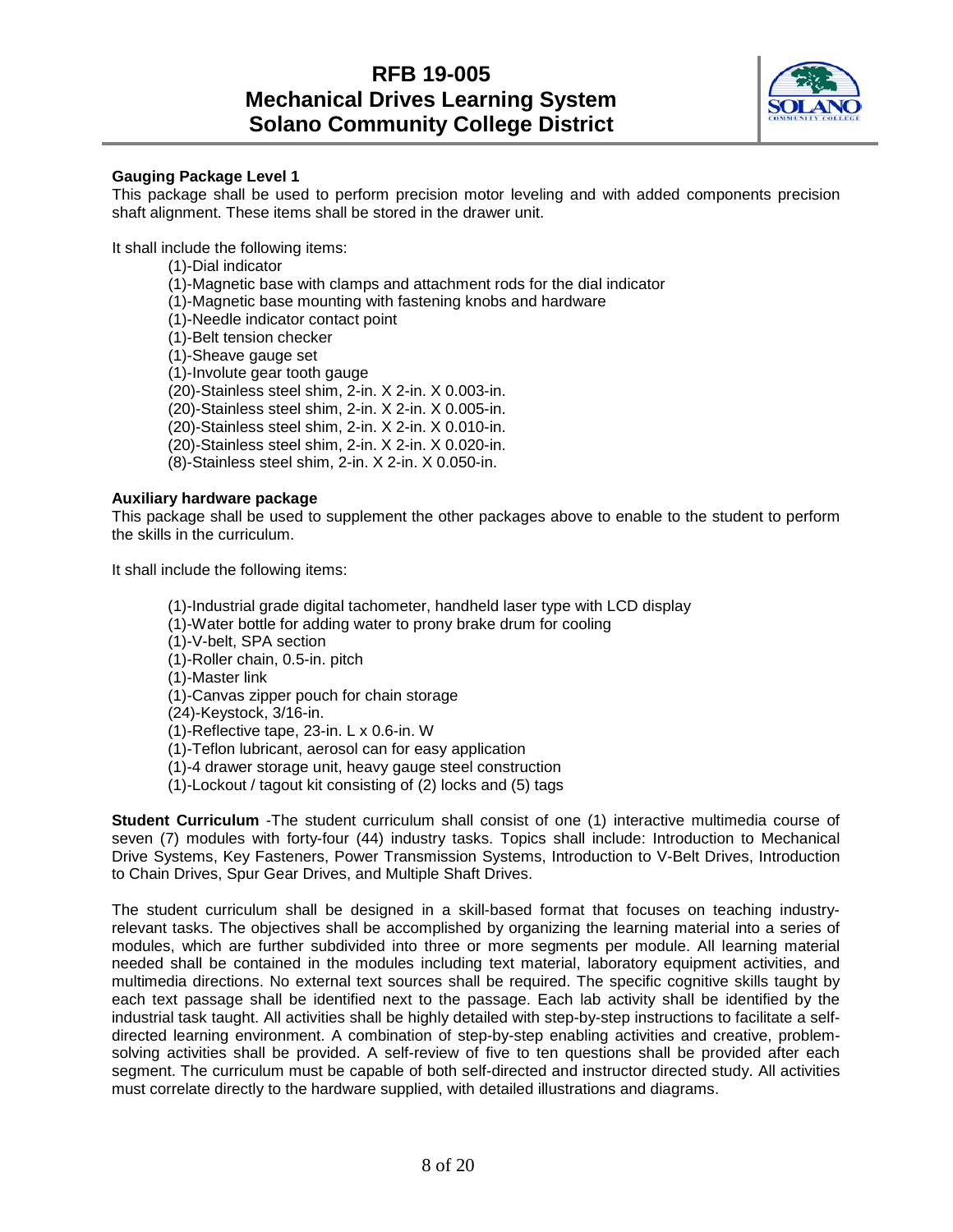**Gauging Package Level 1**

This package shall be used to perform precision motor leveling and with added components precision shaft alignment. These items shall be stored in the drawer unit.

It shall include the following items:

- (1)-Dial indicator
- (1)-Magnetic base with clamps and attachment rods for the dial indicator
- (1)-Magnetic base mounting with fastening knobs and hardware
- (1)-Needle indicator contact point
- (1)-Belt tension checker
- (1)-Sheave gauge set
- (1)-Involute gear tooth gauge
- (20)-Stainless steel shim, 2-in. X 2-in. X 0.003-in.
- (20)-Stainless steel shim, 2-in. X 2-in. X 0.005-in.
- (20)-Stainless steel shim, 2-in. X 2-in. X 0.010-in.
- (20)-Stainless steel shim, 2-in. X 2-in. X 0.020-in.
- (8)-Stainless steel shim, 2-in. X 2-in. X 0.050-in.

**Auxiliary hardware package**

This package shall be used to supplement the other packages above to enable to the student to perform the skills in the curriculum.

It shall include the following items:

- (1)-Industrial grade digital tachometer, handheld laser type with LCD display
- (1)-Water bottle for adding water to prony brake drum for cooling
- (1)-V-belt, SPA section
- (1)-Roller chain, 0.5-in. pitch
- (1)-Master link
- (1)-Canvas zipper pouch for chain storage
- (24)-Keystock, 3/16-in.
- (1)-Reflective tape, 23-in. L x 0.6-in. W
- (1)-Teflon lubricant, aerosol can for easy application
- (1)-4 drawer storage unit, heavy gauge steel construction
- (1)-Lockout / tagout kit consisting of (2) locks and (5) tags

**Student Curriculum** -The student curriculum shall consist of one (1) interactive multimedia course of seven (7) modules with forty-four (44) industry tasks. Topics shall include: Introduction to Mechanical Drive Systems, Key Fasteners, Power Transmission Systems, Introduction to V-Belt Drives, Introduction to Chain Drives, Spur Gear Drives, and Multiple Shaft Drives.

The student curriculum shall be designed in a skill-based format that focuses on teaching industry-relevant tasks. The objectives shall be accomplished by organizing the learning material into a series of modules, which are further subdivided into three or more segments per module. All learning material needed shall be contained in the modules including text material, laboratory equipment activities, and multimedia directions. No external text sources shall be required. The specific cognitive skills taught by each text passage shall be identified next to the passage. Each lab activity shall be identified by the industrial task taught. All activities shall be highly detailed with step-by-step instructions to facilitate a self-directed learning environment. A combination of step-by-step enabling activities and creative, problem-solving activities shall be provided. A self-review of five to ten questions shall be provided after each segment. The curriculum must be capable of both self-directed and instructor directed study. All activities must correlate directly to the hardware supplied, with detailed illustrations and diagrams.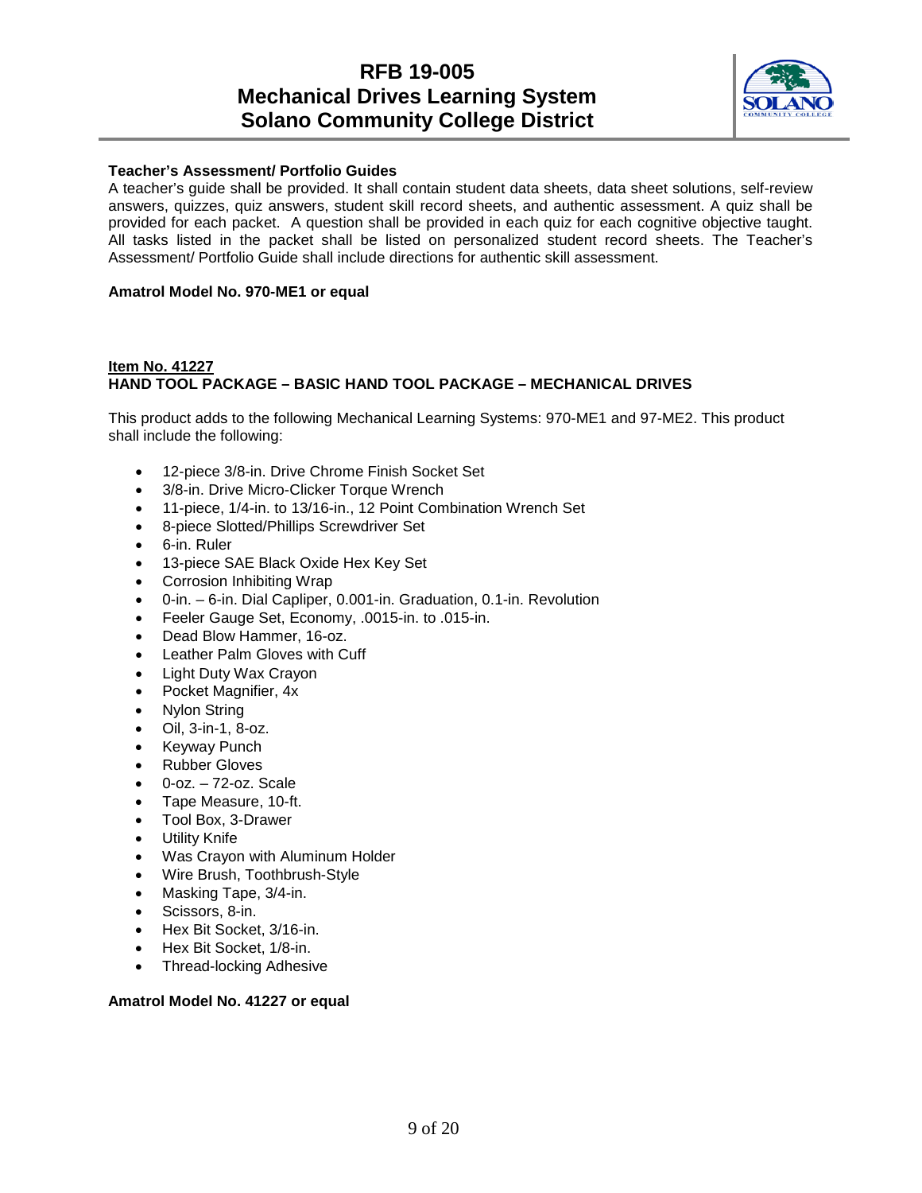**Teacher's Assessment/ Portfolio Guides**

A teacher's guide shall be provided. It shall contain student data sheets, data sheet solutions, self-review answers, quizzes, quiz answers, student skill record sheets, and authentic assessment. A quiz shall be provided for each packet. A question shall be provided in each quiz for each cognitive objective taught. All tasks listed in the packet shall be listed on personalized student record sheets. The Teacher's Assessment/ Portfolio Guide shall include directions for authentic skill assessment.

**Amatrol Model No. 970-ME1 or equal**

**Item No. 41227**

**HAND TOOL PACKAGE – BASIC HAND TOOL PACKAGE – MECHANICAL DRIVES**

This product adds to the following Mechanical Learning Systems: 970-ME1 and 97-ME2. This product shall include the following:

- 12-piece 3/8-in. Drive Chrome Finish Socket Set
- 3/8-in. Drive Micro-Clicker Torque Wrench
- 11-piece, 1/4-in. to 13/16-in., 12 Point Combination Wrench Set
- 8-piece Slotted/Phillips Screwdriver Set
- 6-in. Ruler
- 13-piece SAE Black Oxide Hex Key Set
- Corrosion Inhibiting Wrap
- 0-in. – 6-in. Dial Capliper, 0.001-in. Graduation, 0.1-in. Revolution
- Feeler Gauge Set, Economy, .0015-in. to .015-in.
- Dead Blow Hammer, 16-oz.
- Leather Palm Gloves with Cuff
- Light Duty Wax Crayon
- Pocket Magnifier, 4x
- Nylon String
- Oil, 3-in-1, 8-oz.
- Keyway Punch
- Rubber Gloves
- 0-oz. – 72-oz. Scale
- Tape Measure, 10-ft.
- Tool Box, 3-Drawer
- Utility Knife
- Was Crayon with Aluminum Holder
- Wire Brush, Toothbrush-Style
- Masking Tape, 3/4-in.
- Scissors, 8-in.
- Hex Bit Socket, 3/16-in.
- Hex Bit Socket, 1/8-in.
- Thread-locking Adhesive

**Amatrol Model No. 41227 or equal**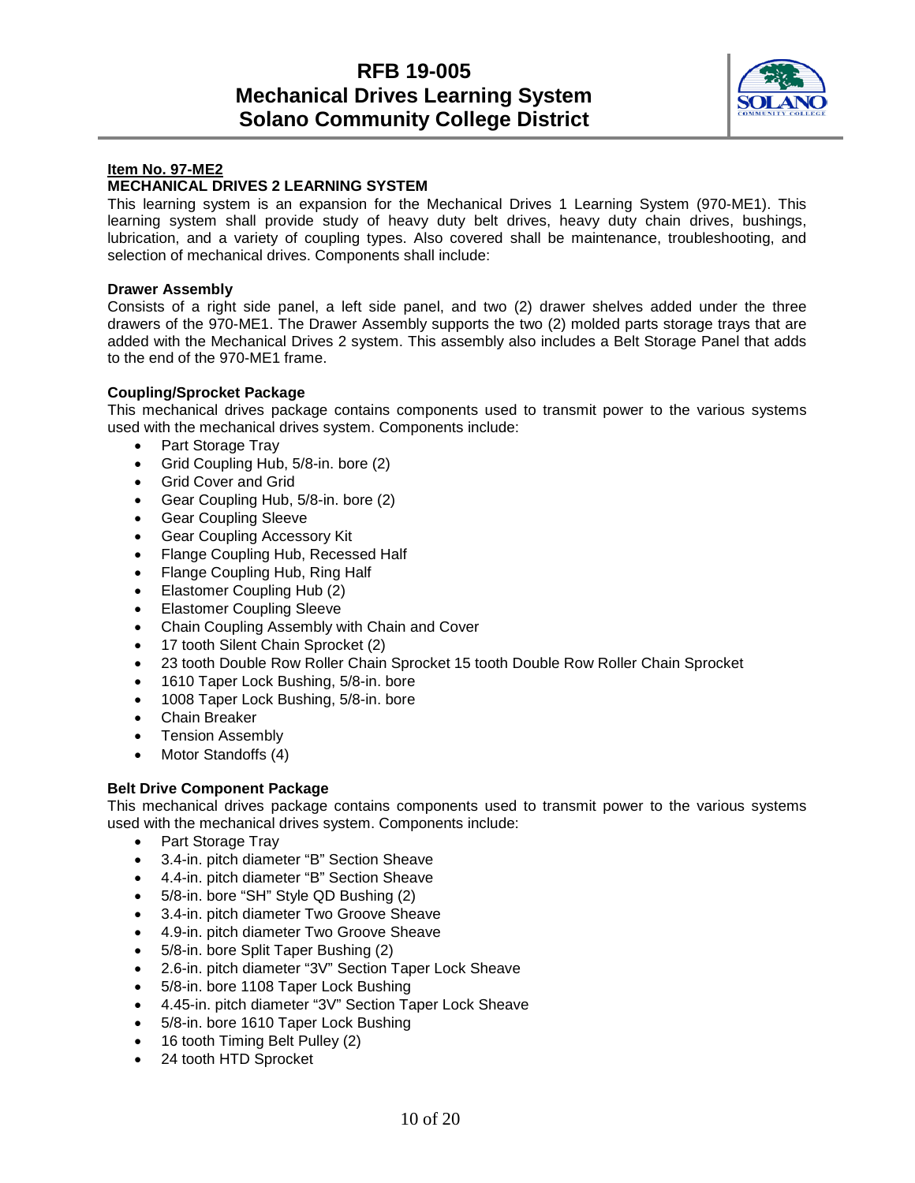**Item No. 97-ME2**

**MECHANICAL DRIVES 2 LEARNING SYSTEM**

This learning system is an expansion for the Mechanical Drives 1 Learning System (970-ME1). This learning system shall provide study of heavy duty belt drives, heavy duty chain drives, bushings, lubrication, and a variety of coupling types. Also covered shall be maintenance, troubleshooting, and selection of mechanical drives. Components shall include:

**Drawer Assembly**

Consists of a right side panel, a left side panel, and two (2) drawer shelves added under the three drawers of the 970-ME1. The Drawer Assembly supports the two (2) molded parts storage trays that are added with the Mechanical Drives 2 system. This assembly also includes a Belt Storage Panel that adds to the end of the 970-ME1 frame.

**Coupling/Sprocket Package**

This mechanical drives package contains components used to transmit power to the various systems used with the mechanical drives system. Components include:

- Part Storage Tray
- Grid Coupling Hub, 5/8-in. bore (2)
- Grid Cover and Grid
- Gear Coupling Hub, 5/8-in. bore (2)
- Gear Coupling Sleeve
- Gear Coupling Accessory Kit
- Flange Coupling Hub, Recessed Half
- Flange Coupling Hub, Ring Half
- Elastomer Coupling Hub (2)
- Elastomer Coupling Sleeve
- Chain Coupling Assembly with Chain and Cover
- 17 tooth Silent Chain Sprocket (2)
- 23 tooth Double Row Roller Chain Sprocket 15 tooth Double Row Roller Chain Sprocket
- 1610 Taper Lock Bushing, 5/8-in. bore
- 1008 Taper Lock Bushing, 5/8-in. bore
- Chain Breaker
- Tension Assembly
- Motor Standoffs (4)

**Belt Drive Component Package**

This mechanical drives package contains components used to transmit power to the various systems used with the mechanical drives system. Components include:

- Part Storage Tray
- 3.4-in. pitch diameter "B" Section Sheave
- 4.4-in. pitch diameter "B" Section Sheave
- 5/8-in. bore "SH" Style QD Bushing (2)
- 3.4-in. pitch diameter Two Groove Sheave
- 4.9-in. pitch diameter Two Groove Sheave
- 5/8-in. bore Split Taper Bushing (2)
- 2.6-in. pitch diameter "3V" Section Taper Lock Sheave
- 5/8-in. bore 1108 Taper Lock Bushing
- 4.45-in. pitch diameter "3V" Section Taper Lock Sheave
- 5/8-in. bore 1610 Taper Lock Bushing
- 16 tooth Timing Belt Pulley (2)
- 24 tooth HTD Sprocket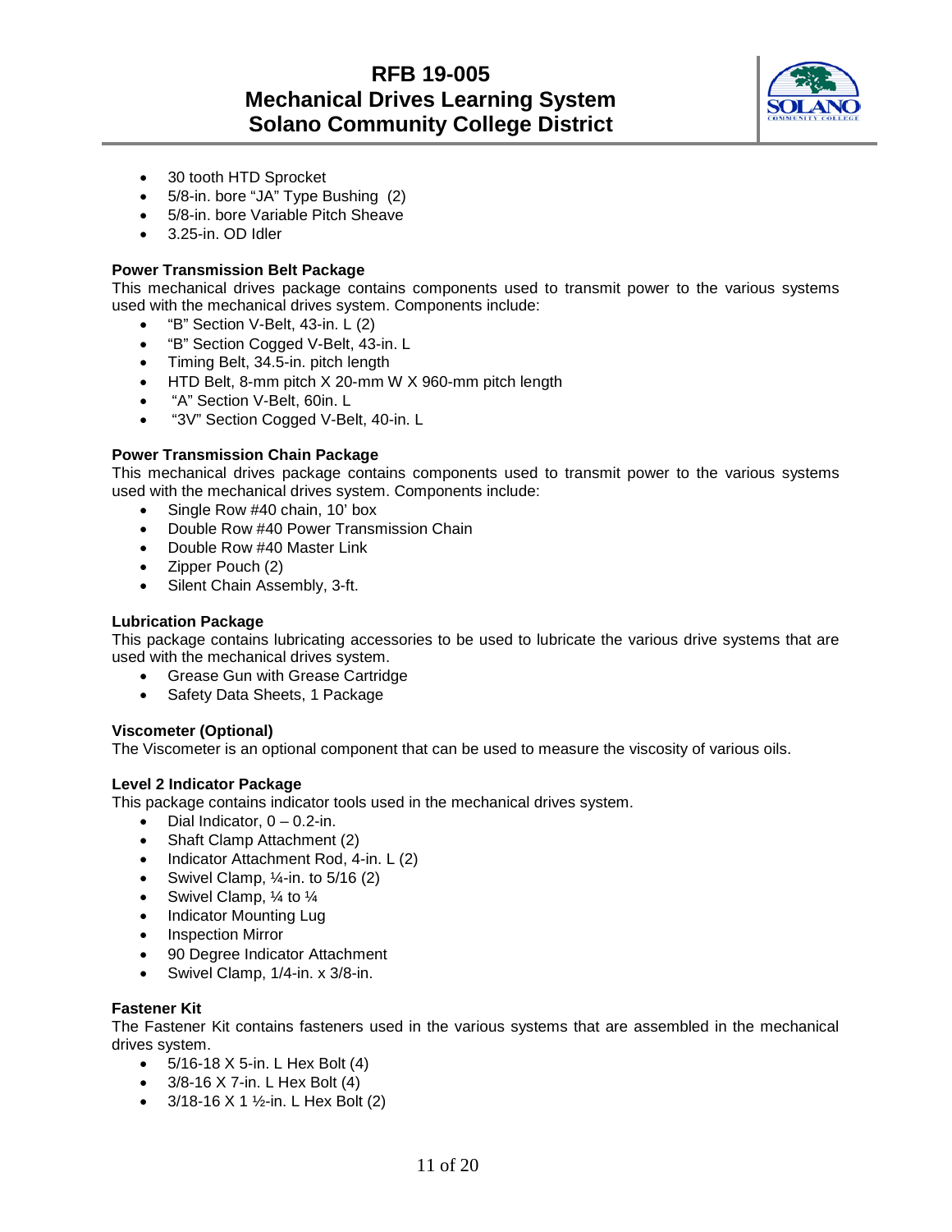- 30 tooth HTD Sprocket
- 5/8-in. bore “JA” Type Bushing (2)
- 5/8-in. bore Variable Pitch Sheave
- 3.25-in. OD Idler

**Power Transmission Belt Package**

This mechanical drives package contains components used to transmit power to the various systems used with the mechanical drives system. Components include:

- “B” Section V-Belt, 43-in. L (2)
- “B” Section Cogged V-Belt, 43-in. L
- Timing Belt, 34.5-in. pitch length
- HTD Belt, 8-mm pitch X 20-mm W X 960-mm pitch length
- “A” Section V-Belt, 60in. L
- “3V” Section Cogged V-Belt, 40-in. L

**Power Transmission Chain Package**

This mechanical drives package contains components used to transmit power to the various systems used with the mechanical drives system. Components include:

- Single Row #40 chain, 10’ box
- Double Row #40 Power Transmission Chain
- Double Row #40 Master Link
- Zipper Pouch (2)
- Silent Chain Assembly, 3-ft.

**Lubrication Package**

This package contains lubricating accessories to be used to lubricate the various drive systems that are used with the mechanical drives system.

- Grease Gun with Grease Cartridge
- Safety Data Sheets, 1 Package

**Viscometer (Optional)**

The Viscometer is an optional component that can be used to measure the viscosity of various oils.

**Level 2 Indicator Package**

This package contains indicator tools used in the mechanical drives system.

- Dial Indicator, 0 – 0.2-in.
- Shaft Clamp Attachment (2)
- Indicator Attachment Rod, 4-in. L (2)
- Swivel Clamp, ¼-in. to 5/16 (2)
- Swivel Clamp, ¼ to ¼
- Indicator Mounting Lug
- Inspection Mirror
- 90 Degree Indicator Attachment
- Swivel Clamp, 1/4-in. x 3/8-in.

**Fastener Kit**

The Fastener Kit contains fasteners used in the various systems that are assembled in the mechanical drives system.

- 5/16-18 X 5-in. L Hex Bolt (4)
- 3/8-16 X 7-in. L Hex Bolt (4)
- 3/18-16 X 1 ½-in. L Hex Bolt (2)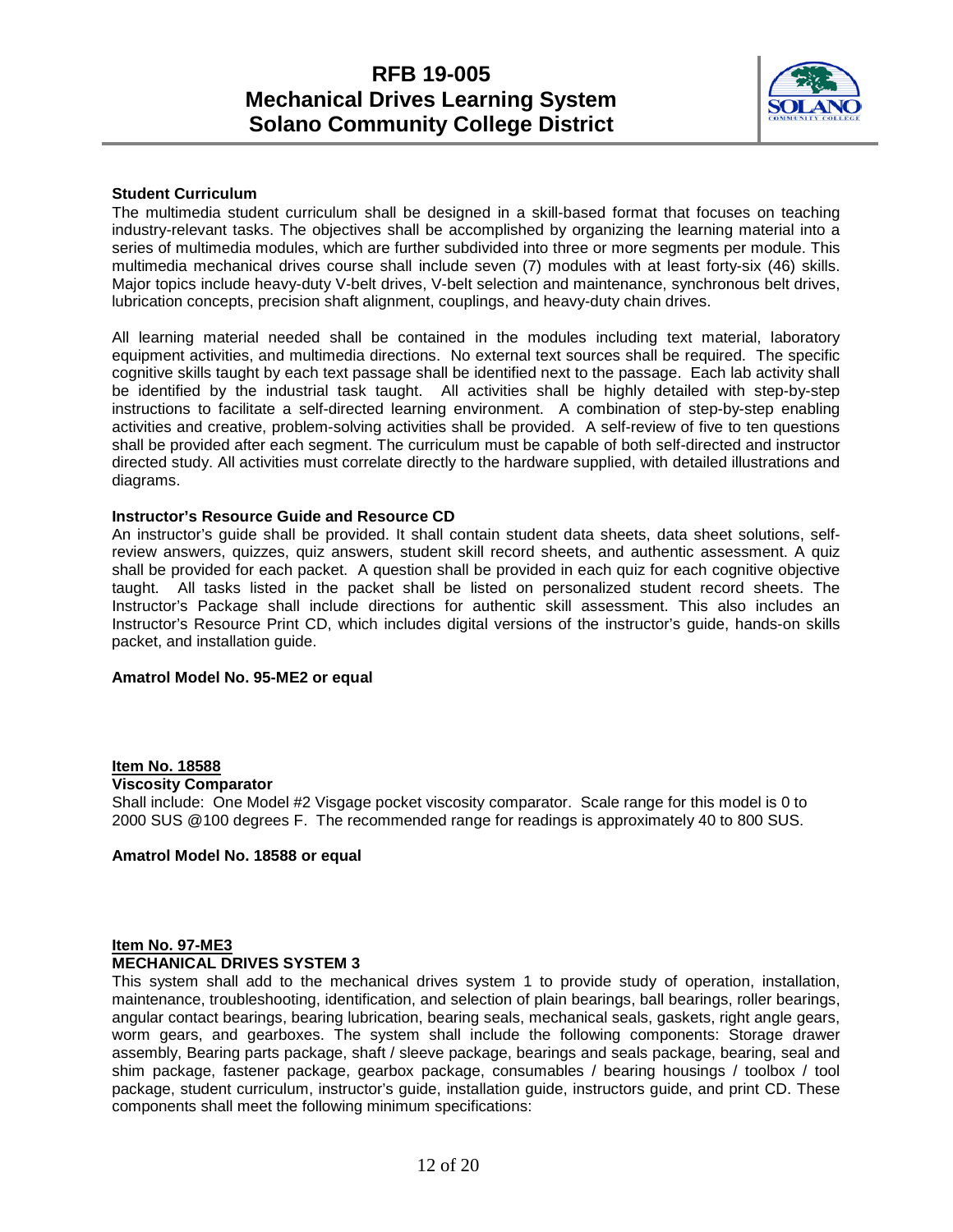**Student Curriculum**

The multimedia student curriculum shall be designed in a skill-based format that focuses on teaching industry-relevant tasks. The objectives shall be accomplished by organizing the learning material into a series of multimedia modules, which are further subdivided into three or more segments per module. This multimedia mechanical drives course shall include seven (7) modules with at least forty-six (46) skills. Major topics include heavy-duty V-belt drives, V-belt selection and maintenance, synchronous belt drives, lubrication concepts, precision shaft alignment, couplings, and heavy-duty chain drives.

All learning material needed shall be contained in the modules including text material, laboratory equipment activities, and multimedia directions. No external text sources shall be required. The specific cognitive skills taught by each text passage shall be identified next to the passage. Each lab activity shall be identified by the industrial task taught. All activities shall be highly detailed with step-by-step instructions to facilitate a self-directed learning environment. A combination of step-by-step enabling activities and creative, problem-solving activities shall be provided. A self-review of five to ten questions shall be provided after each segment. The curriculum must be capable of both self-directed and instructor directed study. All activities must correlate directly to the hardware supplied, with detailed illustrations and diagrams.

**Instructor's Resource Guide and Resource CD**

An instructor's guide shall be provided. It shall contain student data sheets, data sheet solutions, self-review answers, quizzes, quiz answers, student skill record sheets, and authentic assessment. A quiz shall be provided for each packet. A question shall be provided in each quiz for each cognitive objective taught. All tasks listed in the packet shall be listed on personalized student record sheets. The Instructor's Package shall include directions for authentic skill assessment. This also includes an Instructor's Resource Print CD, which includes digital versions of the instructor's guide, hands-on skills packet, and installation guide.

**Amatrol Model No. 95-ME2 or equal**

**Item No. 18588**
**Viscosity Comparator**

Shall include: One Model #2 Visgage pocket viscosity comparator. Scale range for this model is 0 to 2000 SUS @100 degrees F. The recommended range for readings is approximately 40 to 800 SUS.

**Amatrol Model No. 18588 or equal**

**Item No. 97-ME3**
**MECHANICAL DRIVES SYSTEM 3**

This system shall add to the mechanical drives system 1 to provide study of operation, installation, maintenance, troubleshooting, identification, and selection of plain bearings, ball bearings, roller bearings, angular contact bearings, bearing lubrication, bearing seals, mechanical seals, gaskets, right angle gears, worm gears, and gearboxes. The system shall include the following components: Storage drawer assembly, Bearing parts package, shaft / sleeve package, bearings and seals package, bearing, seal and shim package, fastener package, gearbox package, consumables / bearing housings / toolbox / tool package, student curriculum, instructor's guide, installation guide, instructors guide, and print CD. These components shall meet the following minimum specifications: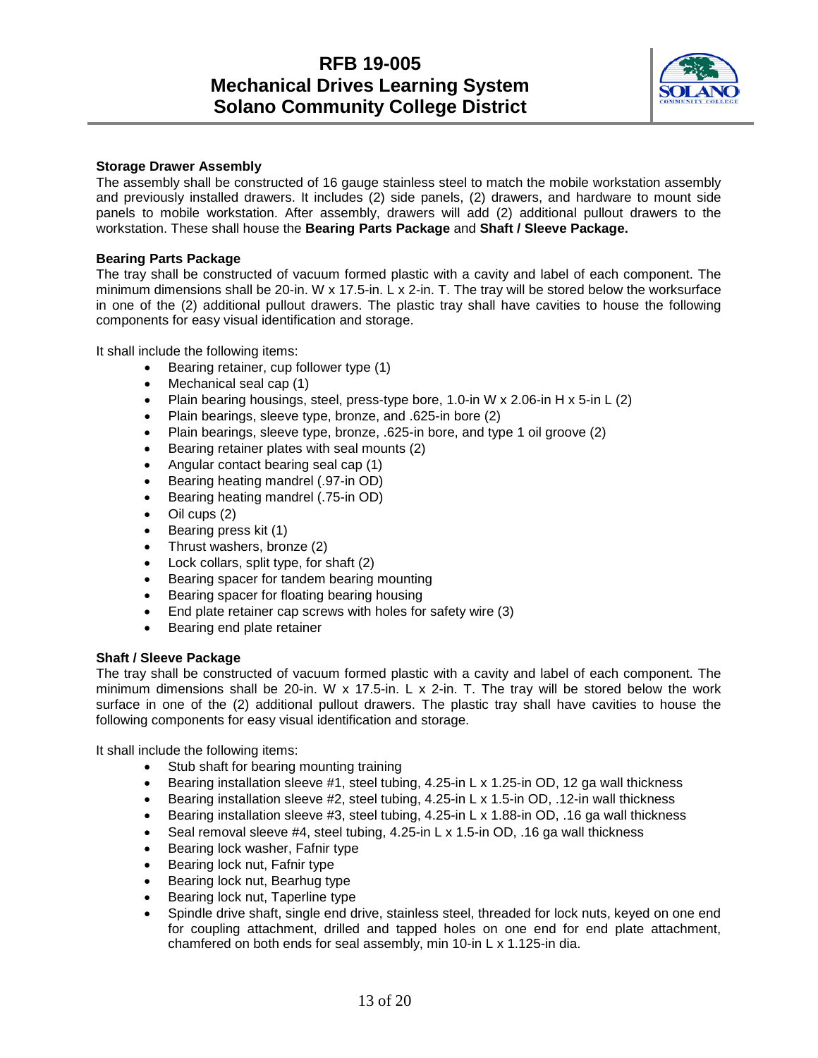**Storage Drawer Assembly**

The assembly shall be constructed of 16 gauge stainless steel to match the mobile workstation assembly and previously installed drawers. It includes (2) side panels, (2) drawers, and hardware to mount side panels to mobile workstation. After assembly, drawers will add (2) additional pullout drawers to the workstation. These shall house the **Bearing Parts Package** and **Shaft / Sleeve Package.**

**Bearing Parts Package**

The tray shall be constructed of vacuum formed plastic with a cavity and label of each component. The minimum dimensions shall be 20-in. W x 17.5-in. L x 2-in. T. The tray will be stored below the worksurface in one of the (2) additional pullout drawers. The plastic tray shall have cavities to house the following components for easy visual identification and storage.

It shall include the following items:

- Bearing retainer, cup follower type (1)
- Mechanical seal cap (1)
- Plain bearing housings, steel, press-type bore, 1.0-in W x 2.06-in H x 5-in L (2)
- Plain bearings, sleeve type, bronze, and .625-in bore (2)
- Plain bearings, sleeve type, bronze, .625-in bore, and type 1 oil groove (2)
- Bearing retainer plates with seal mounts (2)
- Angular contact bearing seal cap (1)
- Bearing heating mandrel (.97-in OD)
- Bearing heating mandrel (.75-in OD)
- Oil cups (2)
- Bearing press kit (1)
- Thrust washers, bronze (2)
- Lock collars, split type, for shaft (2)
- Bearing spacer for tandem bearing mounting
- Bearing spacer for floating bearing housing
- End plate retainer cap screws with holes for safety wire (3)
- Bearing end plate retainer

**Shaft / Sleeve Package**

The tray shall be constructed of vacuum formed plastic with a cavity and label of each component. The minimum dimensions shall be 20-in. W x 17.5-in. L x 2-in. T. The tray will be stored below the work surface in one of the (2) additional pullout drawers. The plastic tray shall have cavities to house the following components for easy visual identification and storage.

It shall include the following items:

- Stub shaft for bearing mounting training
- Bearing installation sleeve #1, steel tubing, 4.25-in L x 1.25-in OD, 12 ga wall thickness
- Bearing installation sleeve #2, steel tubing, 4.25-in L x 1.5-in OD, .12-in wall thickness
- Bearing installation sleeve #3, steel tubing, 4.25-in L x 1.88-in OD, .16 ga wall thickness
- Seal removal sleeve #4, steel tubing, 4.25-in L x 1.5-in OD, .16 ga wall thickness
- Bearing lock washer, Fafnir type
- Bearing lock nut, Fafnir type
- Bearing lock nut, Bearhug type
- Bearing lock nut, Taperline type
- Spindle drive shaft, single end drive, stainless steel, threaded for lock nuts, keyed on one end for coupling attachment, drilled and tapped holes on one end for end plate attachment, chamfered on both ends for seal assembly, min 10-in L x 1.125-in dia.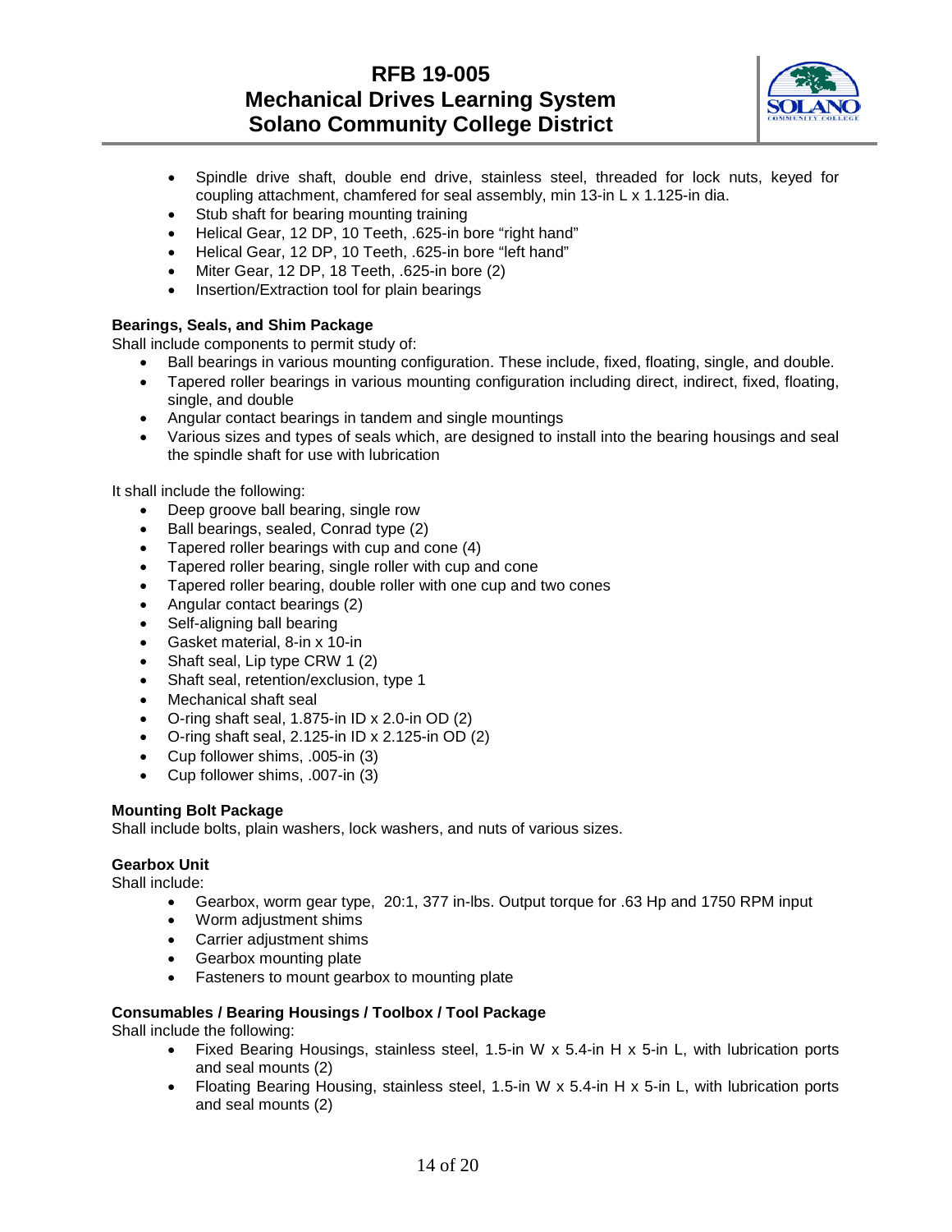- Spindle drive shaft, double end drive, stainless steel, threaded for lock nuts, keyed for coupling attachment, chamfered for seal assembly, min 13-in L x 1.125-in dia.
- Stub shaft for bearing mounting training
- Helical Gear, 12 DP, 10 Teeth, .625-in bore "right hand"
- Helical Gear, 12 DP, 10 Teeth, .625-in bore "left hand"
- Miter Gear, 12 DP, 18 Teeth, .625-in bore (2)
- Insertion/Extraction tool for plain bearings

**Bearings, Seals, and Shim Package**

Shall include components to permit study of:

- Ball bearings in various mounting configuration. These include, fixed, floating, single, and double.
- Tapered roller bearings in various mounting configuration including direct, indirect, fixed, floating, single, and double
- Angular contact bearings in tandem and single mountings
- Various sizes and types of seals which, are designed to install into the bearing housings and seal the spindle shaft for use with lubrication

It shall include the following:

- Deep groove ball bearing, single row
- Ball bearings, sealed, Conrad type (2)
- Tapered roller bearings with cup and cone (4)
- Tapered roller bearing, single roller with cup and cone
- Tapered roller bearing, double roller with one cup and two cones
- Angular contact bearings (2)
- Self-aligning ball bearing
- Gasket material, 8-in x 10-in
- Shaft seal, Lip type CRW 1 (2)
- Shaft seal, retention/exclusion, type 1
- Mechanical shaft seal
- O-ring shaft seal, 1.875-in ID x 2.0-in OD (2)
- O-ring shaft seal, 2.125-in ID x 2.125-in OD (2)
- Cup follower shims, .005-in (3)
- Cup follower shims, .007-in (3)

**Mounting Bolt Package**

Shall include bolts, plain washers, lock washers, and nuts of various sizes.

**Gearbox Unit**

Shall include:

- Gearbox, worm gear type, 20:1, 377 in-lbs. Output torque for .63 Hp and 1750 RPM input
- Worm adjustment shims
- Carrier adjustment shims
- Gearbox mounting plate
- Fasteners to mount gearbox to mounting plate

**Consumables / Bearing Housings / Toolbox / Tool Package**

Shall include the following:

- Fixed Bearing Housings, stainless steel, 1.5-in W x 5.4-in H x 5-in L, with lubrication ports and seal mounts (2)
- Floating Bearing Housing, stainless steel, 1.5-in W x 5.4-in H x 5-in L, with lubrication ports and seal mounts (2)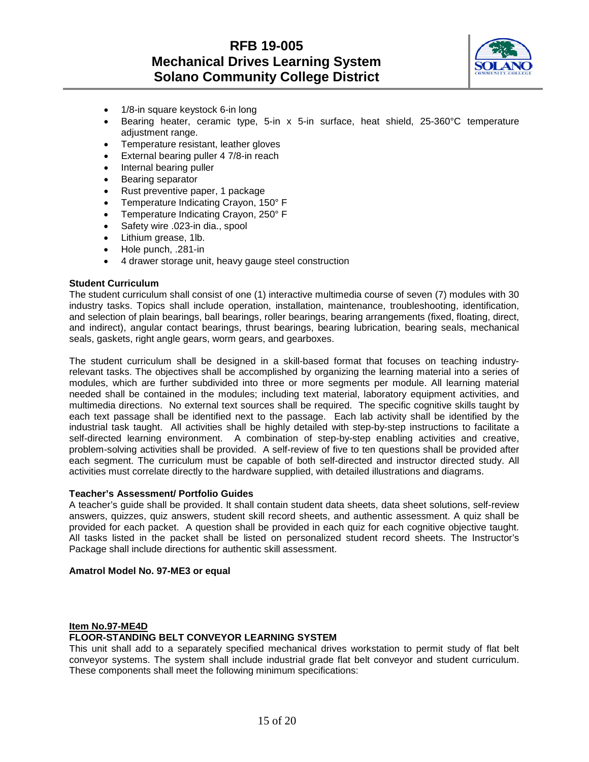- 1/8-in square keystock 6-in long
- Bearing heater, ceramic type, 5-in x 5-in surface, heat shield, 25-360°C temperature adjustment range.
- Temperature resistant, leather gloves
- External bearing puller 4 7/8-in reach
- Internal bearing puller
- Bearing separator
- Rust preventive paper, 1 package
- Temperature Indicating Crayon, 150° F
- Temperature Indicating Crayon, 250° F
- Safety wire .023-in dia., spool
- Lithium grease, 1lb.
- Hole punch, .281-in
- 4 drawer storage unit, heavy gauge steel construction

**Student Curriculum**

The student curriculum shall consist of one (1) interactive multimedia course of seven (7) modules with 30 industry tasks. Topics shall include operation, installation, maintenance, troubleshooting, identification, and selection of plain bearings, ball bearings, roller bearings, bearing arrangements (fixed, floating, direct, and indirect), angular contact bearings, thrust bearings, bearing lubrication, bearing seals, mechanical seals, gaskets, right angle gears, worm gears, and gearboxes.

The student curriculum shall be designed in a skill-based format that focuses on teaching industry-relevant tasks. The objectives shall be accomplished by organizing the learning material into a series of modules, which are further subdivided into three or more segments per module. All learning material needed shall be contained in the modules; including text material, laboratory equipment activities, and multimedia directions. No external text sources shall be required. The specific cognitive skills taught by each text passage shall be identified next to the passage. Each lab activity shall be identified by the industrial task taught. All activities shall be highly detailed with step-by-step instructions to facilitate a self-directed learning environment. A combination of step-by-step enabling activities and creative, problem-solving activities shall be provided. A self-review of five to ten questions shall be provided after each segment. The curriculum must be capable of both self-directed and instructor directed study. All activities must correlate directly to the hardware supplied, with detailed illustrations and diagrams.

**Teacher's Assessment/ Portfolio Guides**

A teacher's guide shall be provided. It shall contain student data sheets, data sheet solutions, self-review answers, quizzes, quiz answers, student skill record sheets, and authentic assessment. A quiz shall be provided for each packet. A question shall be provided in each quiz for each cognitive objective taught. All tasks listed in the packet shall be listed on personalized student record sheets. The Instructor's Package shall include directions for authentic skill assessment.

**Amatrol Model No. 97-ME3 or equal**

**Item No.97-ME4D**

**FLOOR-STANDING BELT CONVEYOR LEARNING SYSTEM**

This unit shall add to a separately specified mechanical drives workstation to permit study of flat belt conveyor systems. The system shall include industrial grade flat belt conveyor and student curriculum. These components shall meet the following minimum specifications: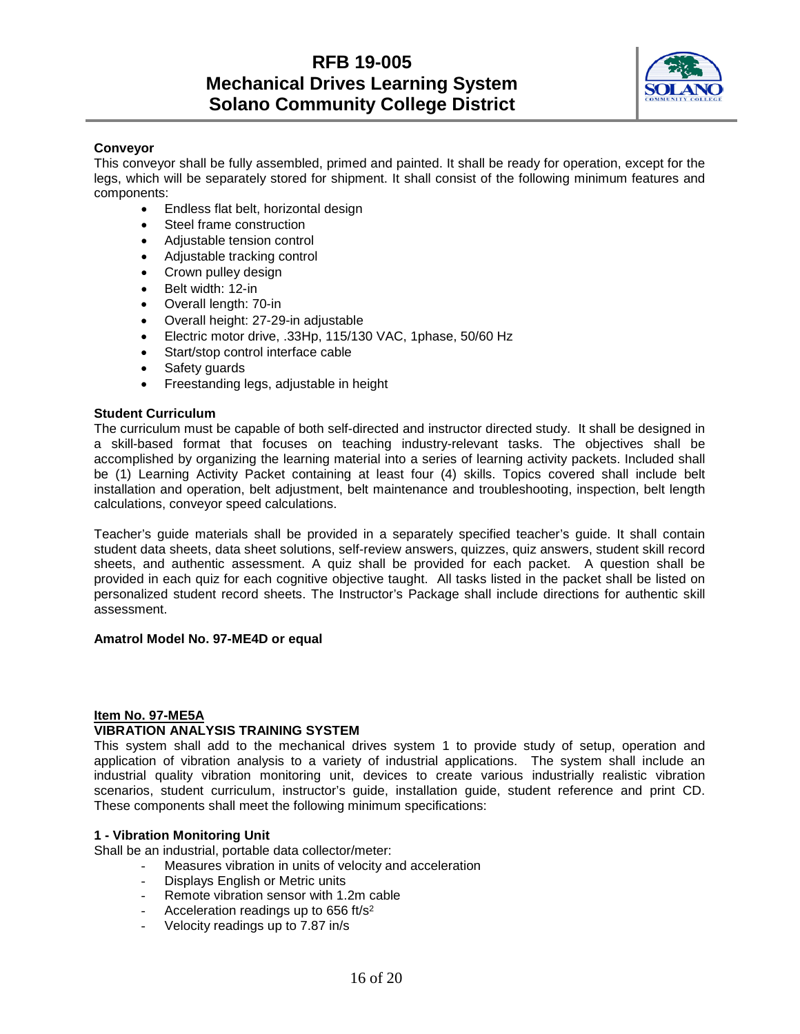**Conveyor**

This conveyor shall be fully assembled, primed and painted. It shall be ready for operation, except for the legs, which will be separately stored for shipment. It shall consist of the following minimum features and components:

- Endless flat belt, horizontal design
- Steel frame construction
- Adjustable tension control
- Adjustable tracking control
- Crown pulley design
- Belt width: 12-in
- Overall length: 70-in
- Overall height: 27-29-in adjustable
- Electric motor drive, .33Hp, 115/130 VAC, 1phase, 50/60 Hz
- Start/stop control interface cable
- Safety guards
- Freestanding legs, adjustable in height

**Student Curriculum**

The curriculum must be capable of both self-directed and instructor directed study. It shall be designed in a skill-based format that focuses on teaching industry-relevant tasks. The objectives shall be accomplished by organizing the learning material into a series of learning activity packets. Included shall be (1) Learning Activity Packet containing at least four (4) skills. Topics covered shall include belt installation and operation, belt adjustment, belt maintenance and troubleshooting, inspection, belt length calculations, conveyor speed calculations.

Teacher's guide materials shall be provided in a separately specified teacher's guide. It shall contain student data sheets, data sheet solutions, self-review answers, quizzes, quiz answers, student skill record sheets, and authentic assessment. A quiz shall be provided for each packet. A question shall be provided in each quiz for each cognitive objective taught. All tasks listed in the packet shall be listed on personalized student record sheets. The Instructor's Package shall include directions for authentic skill assessment.

**Amatrol Model No. 97-ME4D or equal**

**Item No. 97-ME5A**

**VIBRATION ANALYSIS TRAINING SYSTEM**

This system shall add to the mechanical drives system 1 to provide study of setup, operation and application of vibration analysis to a variety of industrial applications. The system shall include an industrial quality vibration monitoring unit, devices to create various industrially realistic vibration scenarios, student curriculum, instructor's guide, installation guide, student reference and print CD. These components shall meet the following minimum specifications:

**1 - Vibration Monitoring Unit**

Shall be an industrial, portable data collector/meter:

- Measures vibration in units of velocity and acceleration
- Displays English or Metric units
- Remote vibration sensor with 1.2m cable
- Acceleration readings up to 656 ft/s$^2$
- Velocity readings up to 7.87 in/s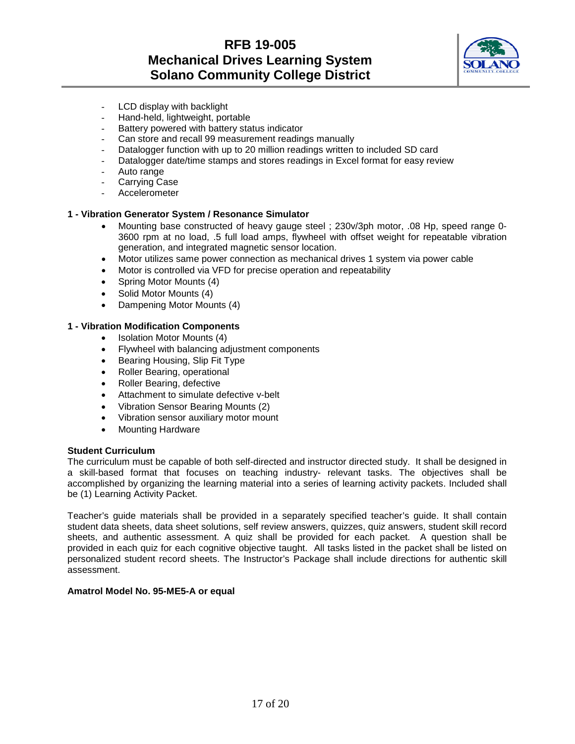- LCD display with backlight
- Hand-held, lightweight, portable
- Battery powered with battery status indicator
- Can store and recall 99 measurement readings manually
- Datalogger function with up to 20 million readings written to included SD card
- Datalogger date/time stamps and stores readings in Excel format for easy review
- Auto range
- Carrying Case
- Accelerometer

**1 - Vibration Generator System / Resonance Simulator**

- Mounting base constructed of heavy gauge steel ; 230v/3ph motor, .08 Hp, speed range 0-3600 rpm at no load, .5 full load amps, flywheel with offset weight for repeatable vibration generation, and integrated magnetic sensor location.
- Motor utilizes same power connection as mechanical drives 1 system via power cable
- Motor is controlled via VFD for precise operation and repeatability
- Spring Motor Mounts (4)
- Solid Motor Mounts (4)
- Dampening Motor Mounts (4)

**1 - Vibration Modification Components**

- Isolation Motor Mounts (4)
- Flywheel with balancing adjustment components
- Bearing Housing, Slip Fit Type
- Roller Bearing, operational
- Roller Bearing, defective
- Attachment to simulate defective v-belt
- Vibration Sensor Bearing Mounts (2)
- Vibration sensor auxiliary motor mount
- Mounting Hardware

**Student Curriculum**

The curriculum must be capable of both self-directed and instructor directed study. It shall be designed in a skill-based format that focuses on teaching industry- relevant tasks. The objectives shall be accomplished by organizing the learning material into a series of learning activity packets. Included shall be (1) Learning Activity Packet.

Teacher's guide materials shall be provided in a separately specified teacher's guide. It shall contain student data sheets, data sheet solutions, self review answers, quizzes, quiz answers, student skill record sheets, and authentic assessment. A quiz shall be provided for each packet. A question shall be provided in each quiz for each cognitive objective taught. All tasks listed in the packet shall be listed on personalized student record sheets. The Instructor's Package shall include directions for authentic skill assessment.

**Amatrol Model No. 95-ME5-A or equal**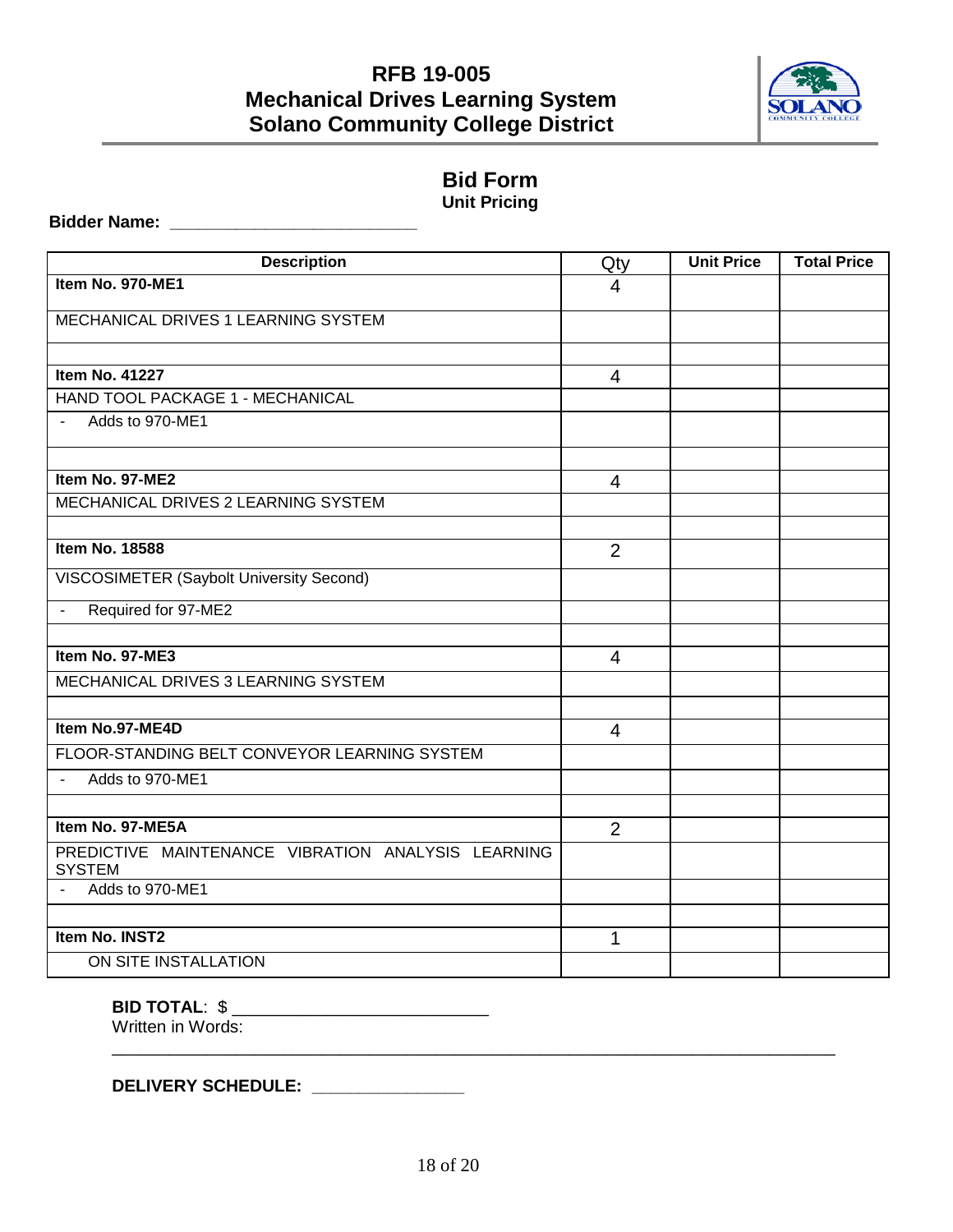# RFB 19-005
# Mechanical Drives Learning System
# Solano Community College District

## Bid Form
### Unit Pricing

**Bidder Name: ___________________________**

| Description | Qty | Unit Price | Total Price |
|---|---|---|---|
| **Item No. 970-ME1** | 4 | | |
| MECHANICAL DRIVES 1 LEARNING SYSTEM | | | |
| | | | |
| **Item No. 41227** | 4 | | |
| HAND TOOL PACKAGE 1 - MECHANICAL | | | |
| - Adds to 970-ME1 | | | |
| | | | |
| **Item No. 97-ME2** | 4 | | |
| MECHANICAL DRIVES 2 LEARNING SYSTEM | | | |
| | | | |
| **Item No. 18588** | 2 | | |
| VISCOSIMETER (Saybolt University Second) | | | |
| - Required for 97-ME2 | | | |
| | | | |
| **Item No. 97-ME3** | 4 | | |
| MECHANICAL DRIVES 3 LEARNING SYSTEM | | | |
| | | | |
| **Item No.97-ME4D** | 4 | | |
| FLOOR-STANDING BELT CONVEYOR LEARNING SYSTEM | | | |
| - Adds to 970-ME1 | | | |
| | | | |
| **Item No. 97-ME5A** | 2 | | |
| PREDICTIVE MAINTENANCE VIBRATION ANALYSIS LEARNING SYSTEM | | | |
| - Adds to 970-ME1 | | | |
| | | | |
| **Item No. INST2** | 1 | | |
| ON SITE INSTALLATION | | | |

**BID TOTAL**: $ ___________________________

Written in Words:

_____________________________________________________________________________

**DELIVERY SCHEDULE: ________________**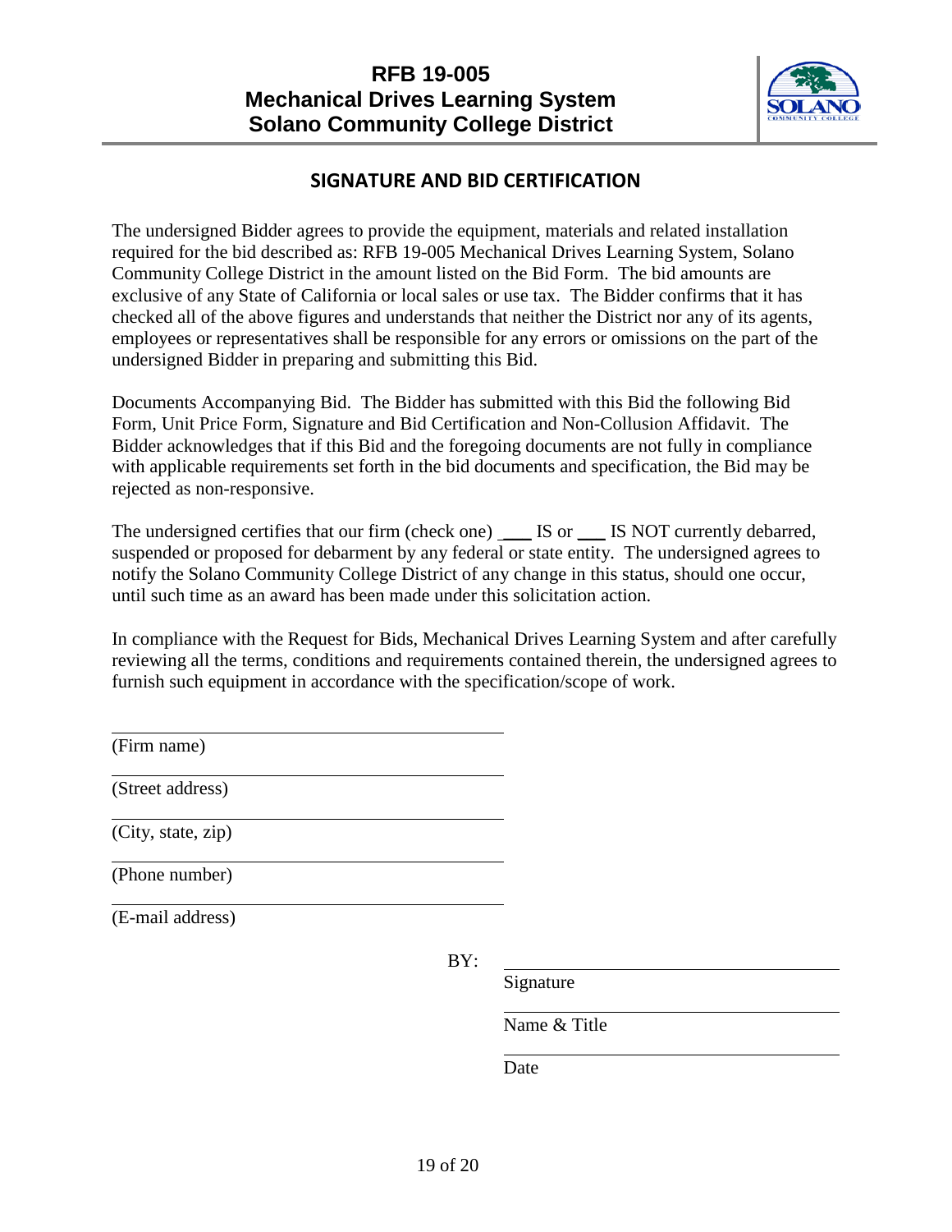## SIGNATURE AND BID CERTIFICATION

The undersigned Bidder agrees to provide the equipment, materials and related installation required for the bid described as: RFB 19-005 Mechanical Drives Learning System, Solano Community College District in the amount listed on the Bid Form. The bid amounts are exclusive of any State of California or local sales or use tax. The Bidder confirms that it has checked all of the above figures and understands that neither the District nor any of its agents, employees or representatives shall be responsible for any errors or omissions on the part of the undersigned Bidder in preparing and submitting this Bid.

Documents Accompanying Bid. The Bidder has submitted with this Bid the following Bid Form, Unit Price Form, Signature and Bid Certification and Non-Collusion Affidavit. The Bidder acknowledges that if this Bid and the foregoing documents are not fully in compliance with applicable requirements set forth in the bid documents and specification, the Bid may be rejected as non-responsive.

The undersigned certifies that our firm (check one) ___ IS or ___ IS NOT currently debarred, suspended or proposed for debarment by any federal or state entity. The undersigned agrees to notify the Solano Community College District of any change in this status, should one occur, until such time as an award has been made under this solicitation action.

In compliance with the Request for Bids, Mechanical Drives Learning System and after carefully reviewing all the terms, conditions and requirements contained therein, the undersigned agrees to furnish such equipment in accordance with the specification/scope of work.

\_\_\_\_\_\_\_\_\_\_\_\_\_\_\_\_\_\_\_\_\_\_\_\_\_\_\_\_\_\_\_\_\_\_\_\_\_\_
(Firm name)

\_\_\_\_\_\_\_\_\_\_\_\_\_\_\_\_\_\_\_\_\_\_\_\_\_\_\_\_\_\_\_\_\_\_\_\_\_\_
(Street address)

\_\_\_\_\_\_\_\_\_\_\_\_\_\_\_\_\_\_\_\_\_\_\_\_\_\_\_\_\_\_\_\_\_\_\_\_\_\_
(City, state, zip)

\_\_\_\_\_\_\_\_\_\_\_\_\_\_\_\_\_\_\_\_\_\_\_\_\_\_\_\_\_\_\_\_\_\_\_\_\_\_
(Phone number)

\_\_\_\_\_\_\_\_\_\_\_\_\_\_\_\_\_\_\_\_\_\_\_\_\_\_\_\_\_\_\_\_\_\_\_\_\_\_
(E-mail address)

BY: \_\_\_\_\_\_\_\_\_\_\_\_\_\_\_\_\_\_\_\_\_\_\_\_\_\_\_\_\_\_\_\_\_\_\_\_\_\_
Signature

\_\_\_\_\_\_\_\_\_\_\_\_\_\_\_\_\_\_\_\_\_\_\_\_\_\_\_\_\_\_\_\_\_\_\_\_\_\_
Name & Title

\_\_\_\_\_\_\_\_\_\_\_\_\_\_\_\_\_\_\_\_\_\_\_\_\_\_\_\_\_\_\_\_\_\_\_\_\_\_
Date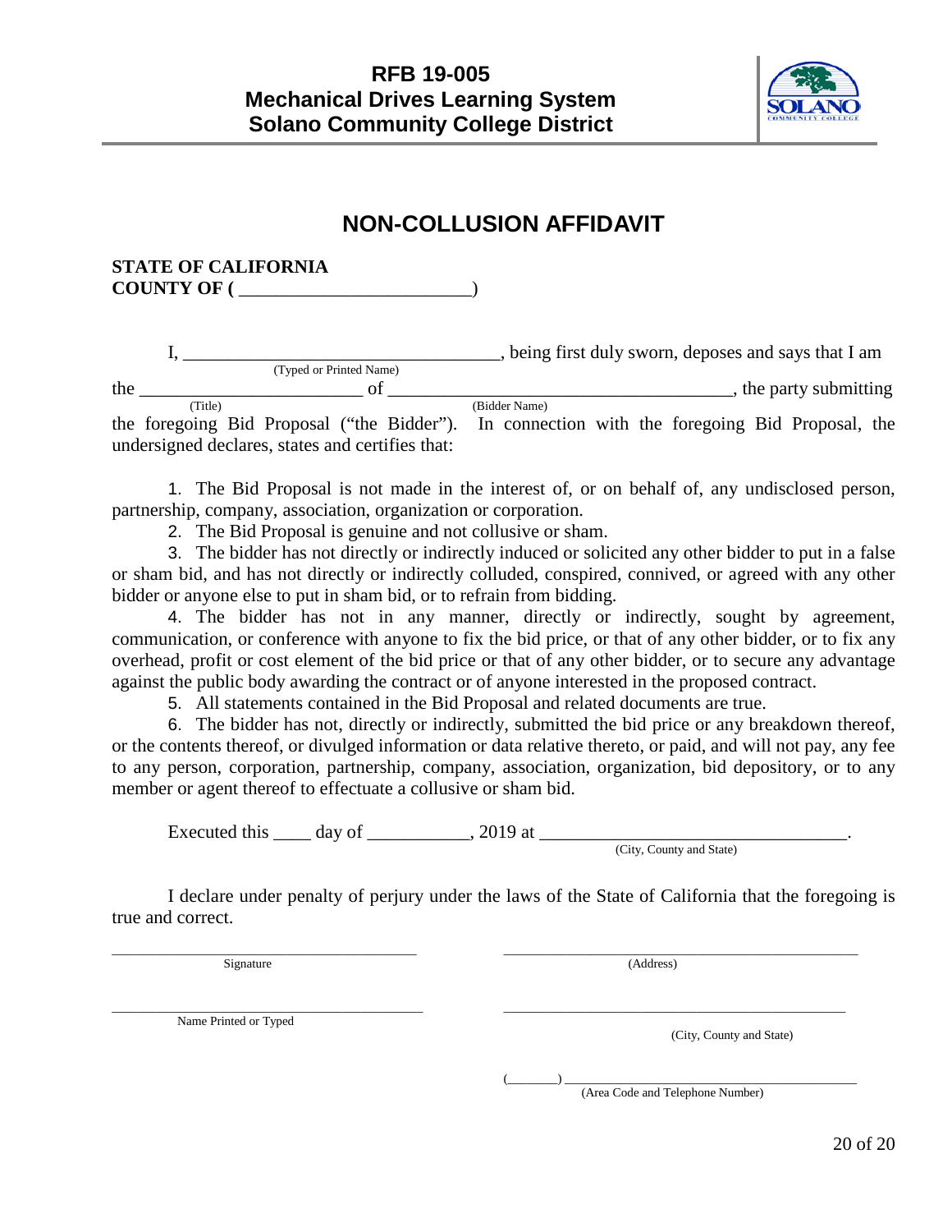# NON-COLLUSION AFFIDAVIT

**STATE OF CALIFORNIA**
**COUNTY OF ( \_\_\_\_\_\_\_\_\_\_\_\_\_\_\_\_\_\_\_\_\_\_\_\_\_\_)**

I, \_\_\_\_\_\_\_\_\_\_\_\_\_\_\_\_\_\_\_\_\_\_\_\_\_\_\_\_\_\_\_\_\_\_\_\_ (Typed or Printed Name), being first duly sworn, deposes and says that I am the \_\_\_\_\_\_\_\_\_\_\_\_\_\_\_\_\_\_\_\_\_\_\_\_\_ (Title) of \_\_\_\_\_\_\_\_\_\_\_\_\_\_\_\_\_\_\_\_\_\_\_\_\_\_\_\_\_\_\_\_\_\_\_\_\_\_ (Bidder Name), the party submitting the foregoing Bid Proposal ("the Bidder"). In connection with the foregoing Bid Proposal, the undersigned declares, states and certifies that:

1. The Bid Proposal is not made in the interest of, or on behalf of, any undisclosed person, partnership, company, association, organization or corporation.
2. The Bid Proposal is genuine and not collusive or sham.
3. The bidder has not directly or indirectly induced or solicited any other bidder to put in a false or sham bid, and has not directly or indirectly colluded, conspired, connived, or agreed with any other bidder or anyone else to put in sham bid, or to refrain from bidding.
4. The bidder has not in any manner, directly or indirectly, sought by agreement, communication, or conference with anyone to fix the bid price, or that of any other bidder, or to fix any overhead, profit or cost element of the bid price or that of any other bidder, or to secure any advantage against the public body awarding the contract or of anyone interested in the proposed contract.
5. All statements contained in the Bid Proposal and related documents are true.
6. The bidder has not, directly or indirectly, submitted the bid price or any breakdown thereof, or the contents thereof, or divulged information or data relative thereto, or paid, and will not pay, any fee to any person, corporation, partnership, company, association, organization, bid depository, or to any member or agent thereof to effectuate a collusive or sham bid.

Executed this \_\_\_\_ day of \_\_\_\_\_\_\_\_\_\_\_, 2019 at \_\_\_\_\_\_\_\_\_\_\_\_\_\_\_\_\_\_\_\_\_\_\_\_\_\_\_\_\_\_\_\_\_\_ (City, County and State).

I declare under penalty of perjury under the laws of the State of California that the foregoing is true and correct.

\_\_\_\_\_\_\_\_\_\_\_\_\_\_\_\_\_\_\_\_\_\_\_\_\_\_\_\_\_\_\_\_\_\_\_\_\_\_
Signature

\_\_\_\_\_\_\_\_\_\_\_\_\_\_\_\_\_\_\_\_\_\_\_\_\_\_\_\_\_\_\_\_\_\_\_\_\_\_
Name Printed or Typed

\_\_\_\_\_\_\_\_\_\_\_\_\_\_\_\_\_\_\_\_\_\_\_\_\_\_\_\_\_\_\_\_\_\_\_\_\_\_
(Address)

\_\_\_\_\_\_\_\_\_\_\_\_\_\_\_\_\_\_\_\_\_\_\_\_\_\_\_\_\_\_\_\_\_\_\_\_\_\_
(City, County and State)

(\_\_\_\_\_\_\_) \_\_\_\_\_\_\_\_\_\_\_\_\_\_\_\_\_\_\_\_\_\_\_\_\_\_\_\_\_\_\_\_
(Area Code and Telephone Number)